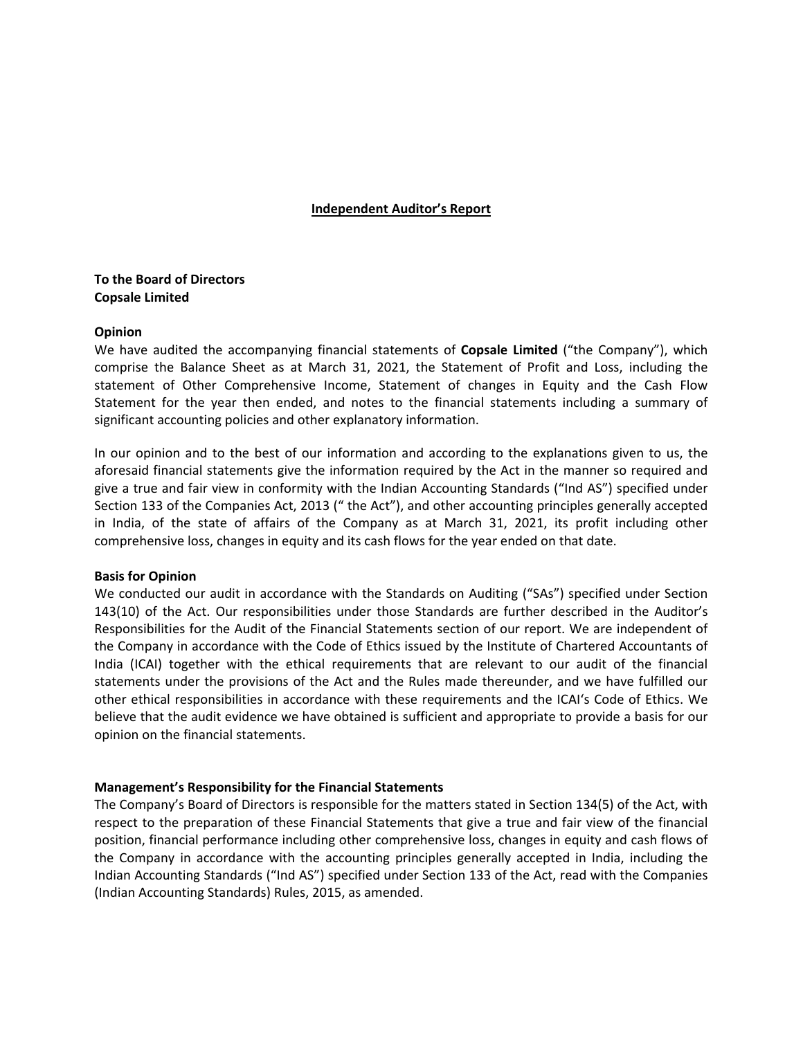# Independent Auditor's Report

**To the Board of Directors**
**Copsale Limited**

**Opinion**

We have audited the accompanying financial statements of **Copsale Limited** ("the Company"), which comprise the Balance Sheet as at March 31, 2021, the Statement of Profit and Loss, including the statement of Other Comprehensive Income, Statement of changes in Equity and the Cash Flow Statement for the year then ended, and notes to the financial statements including a summary of significant accounting policies and other explanatory information.

In our opinion and to the best of our information and according to the explanations given to us, the aforesaid financial statements give the information required by the Act in the manner so required and give a true and fair view in conformity with the Indian Accounting Standards ("Ind AS") specified under Section 133 of the Companies Act, 2013 (" the Act"), and other accounting principles generally accepted in India, of the state of affairs of the Company as at March 31, 2021, its profit including other comprehensive loss, changes in equity and its cash flows for the year ended on that date.

**Basis for Opinion**

We conducted our audit in accordance with the Standards on Auditing ("SAs") specified under Section 143(10) of the Act. Our responsibilities under those Standards are further described in the Auditor's Responsibilities for the Audit of the Financial Statements section of our report. We are independent of the Company in accordance with the Code of Ethics issued by the Institute of Chartered Accountants of India (ICAI) together with the ethical requirements that are relevant to our audit of the financial statements under the provisions of the Act and the Rules made thereunder, and we have fulfilled our other ethical responsibilities in accordance with these requirements and the ICAI's Code of Ethics. We believe that the audit evidence we have obtained is sufficient and appropriate to provide a basis for our opinion on the financial statements.

**Management's Responsibility for the Financial Statements**

The Company's Board of Directors is responsible for the matters stated in Section 134(5) of the Act, with respect to the preparation of these Financial Statements that give a true and fair view of the financial position, financial performance including other comprehensive loss, changes in equity and cash flows of the Company in accordance with the accounting principles generally accepted in India, including the Indian Accounting Standards ("Ind AS") specified under Section 133 of the Act, read with the Companies (Indian Accounting Standards) Rules, 2015, as amended.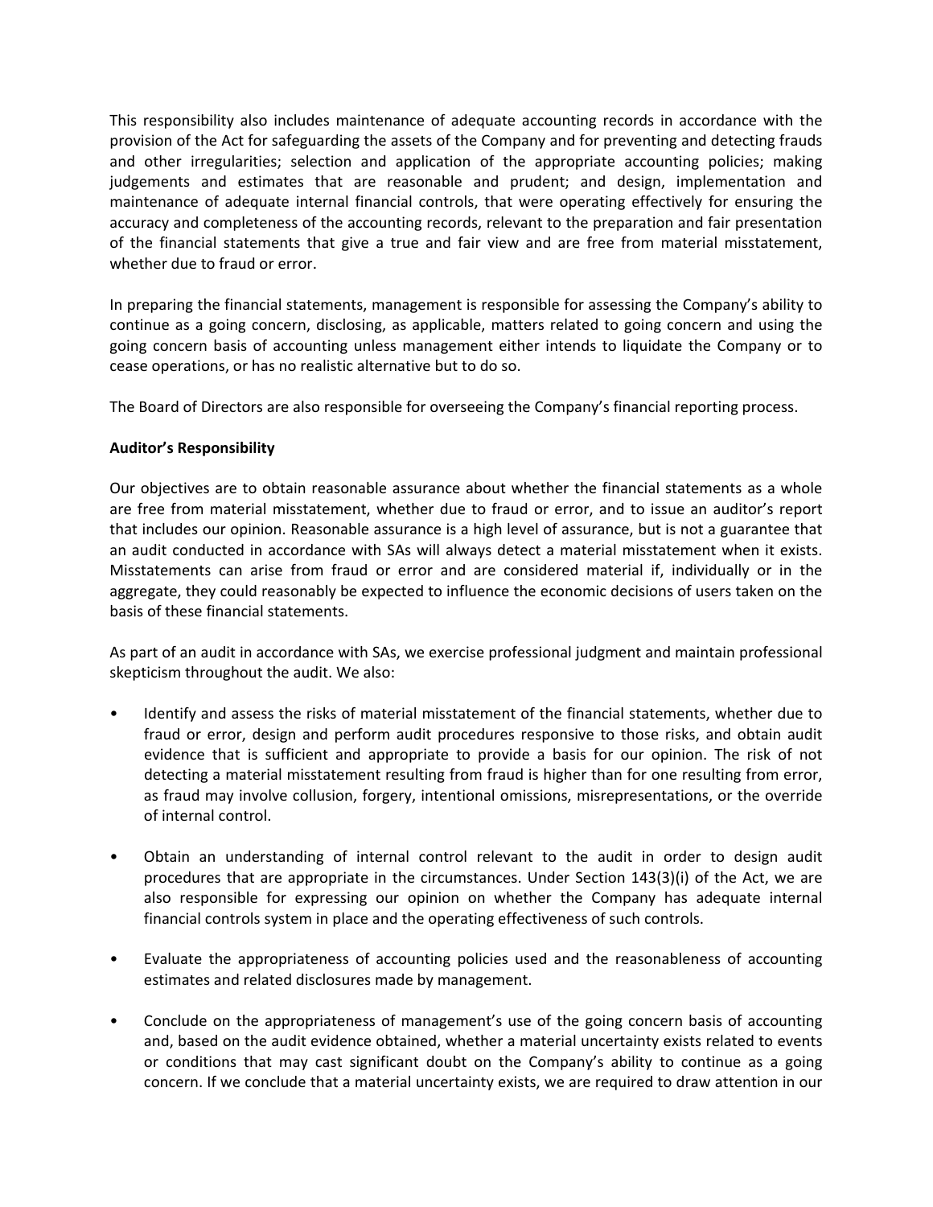This responsibility also includes maintenance of adequate accounting records in accordance with the provision of the Act for safeguarding the assets of the Company and for preventing and detecting frauds and other irregularities; selection and application of the appropriate accounting policies; making judgements and estimates that are reasonable and prudent; and design, implementation and maintenance of adequate internal financial controls, that were operating effectively for ensuring the accuracy and completeness of the accounting records, relevant to the preparation and fair presentation of the financial statements that give a true and fair view and are free from material misstatement, whether due to fraud or error.

In preparing the financial statements, management is responsible for assessing the Company's ability to continue as a going concern, disclosing, as applicable, matters related to going concern and using the going concern basis of accounting unless management either intends to liquidate the Company or to cease operations, or has no realistic alternative but to do so.

The Board of Directors are also responsible for overseeing the Company's financial reporting process.

**Auditor's Responsibility**

Our objectives are to obtain reasonable assurance about whether the financial statements as a whole are free from material misstatement, whether due to fraud or error, and to issue an auditor's report that includes our opinion. Reasonable assurance is a high level of assurance, but is not a guarantee that an audit conducted in accordance with SAs will always detect a material misstatement when it exists. Misstatements can arise from fraud or error and are considered material if, individually or in the aggregate, they could reasonably be expected to influence the economic decisions of users taken on the basis of these financial statements.

As part of an audit in accordance with SAs, we exercise professional judgment and maintain professional skepticism throughout the audit. We also:

- Identify and assess the risks of material misstatement of the financial statements, whether due to fraud or error, design and perform audit procedures responsive to those risks, and obtain audit evidence that is sufficient and appropriate to provide a basis for our opinion. The risk of not detecting a material misstatement resulting from fraud is higher than for one resulting from error, as fraud may involve collusion, forgery, intentional omissions, misrepresentations, or the override of internal control.

- Obtain an understanding of internal control relevant to the audit in order to design audit procedures that are appropriate in the circumstances. Under Section 143(3)(i) of the Act, we are also responsible for expressing our opinion on whether the Company has adequate internal financial controls system in place and the operating effectiveness of such controls.

- Evaluate the appropriateness of accounting policies used and the reasonableness of accounting estimates and related disclosures made by management.

- Conclude on the appropriateness of management's use of the going concern basis of accounting and, based on the audit evidence obtained, whether a material uncertainty exists related to events or conditions that may cast significant doubt on the Company's ability to continue as a going concern. If we conclude that a material uncertainty exists, we are required to draw attention in our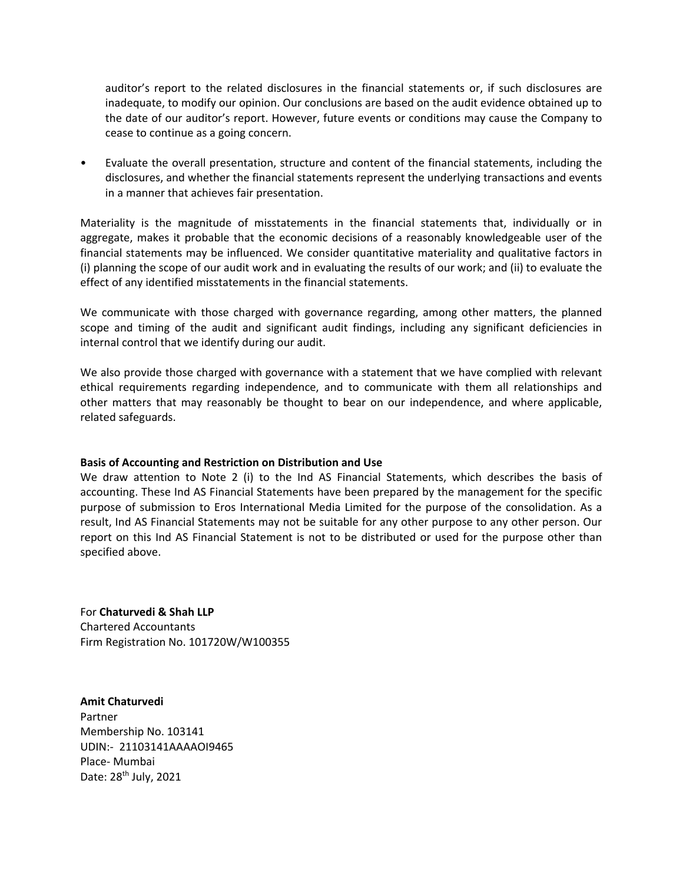auditor's report to the related disclosures in the financial statements or, if such disclosures are inadequate, to modify our opinion. Our conclusions are based on the audit evidence obtained up to the date of our auditor's report. However, future events or conditions may cause the Company to cease to continue as a going concern.

- Evaluate the overall presentation, structure and content of the financial statements, including the disclosures, and whether the financial statements represent the underlying transactions and events in a manner that achieves fair presentation.

Materiality is the magnitude of misstatements in the financial statements that, individually or in aggregate, makes it probable that the economic decisions of a reasonably knowledgeable user of the financial statements may be influenced. We consider quantitative materiality and qualitative factors in (i) planning the scope of our audit work and in evaluating the results of our work; and (ii) to evaluate the effect of any identified misstatements in the financial statements.

We communicate with those charged with governance regarding, among other matters, the planned scope and timing of the audit and significant audit findings, including any significant deficiencies in internal control that we identify during our audit.

We also provide those charged with governance with a statement that we have complied with relevant ethical requirements regarding independence, and to communicate with them all relationships and other matters that may reasonably be thought to bear on our independence, and where applicable, related safeguards.

**Basis of Accounting and Restriction on Distribution and Use**

We draw attention to Note 2 (i) to the Ind AS Financial Statements, which describes the basis of accounting. These Ind AS Financial Statements have been prepared by the management for the specific purpose of submission to Eros International Media Limited for the purpose of the consolidation. As a result, Ind AS Financial Statements may not be suitable for any other purpose to any other person. Our report on this Ind AS Financial Statement is not to be distributed or used for the purpose other than specified above.

For **Chaturvedi & Shah LLP**
Chartered Accountants
Firm Registration No. 101720W/W100355

**Amit Chaturvedi**
Partner
Membership No. 103141
UDIN:- 21103141AAAAOI9465
Place- Mumbai
Date: 28th July, 2021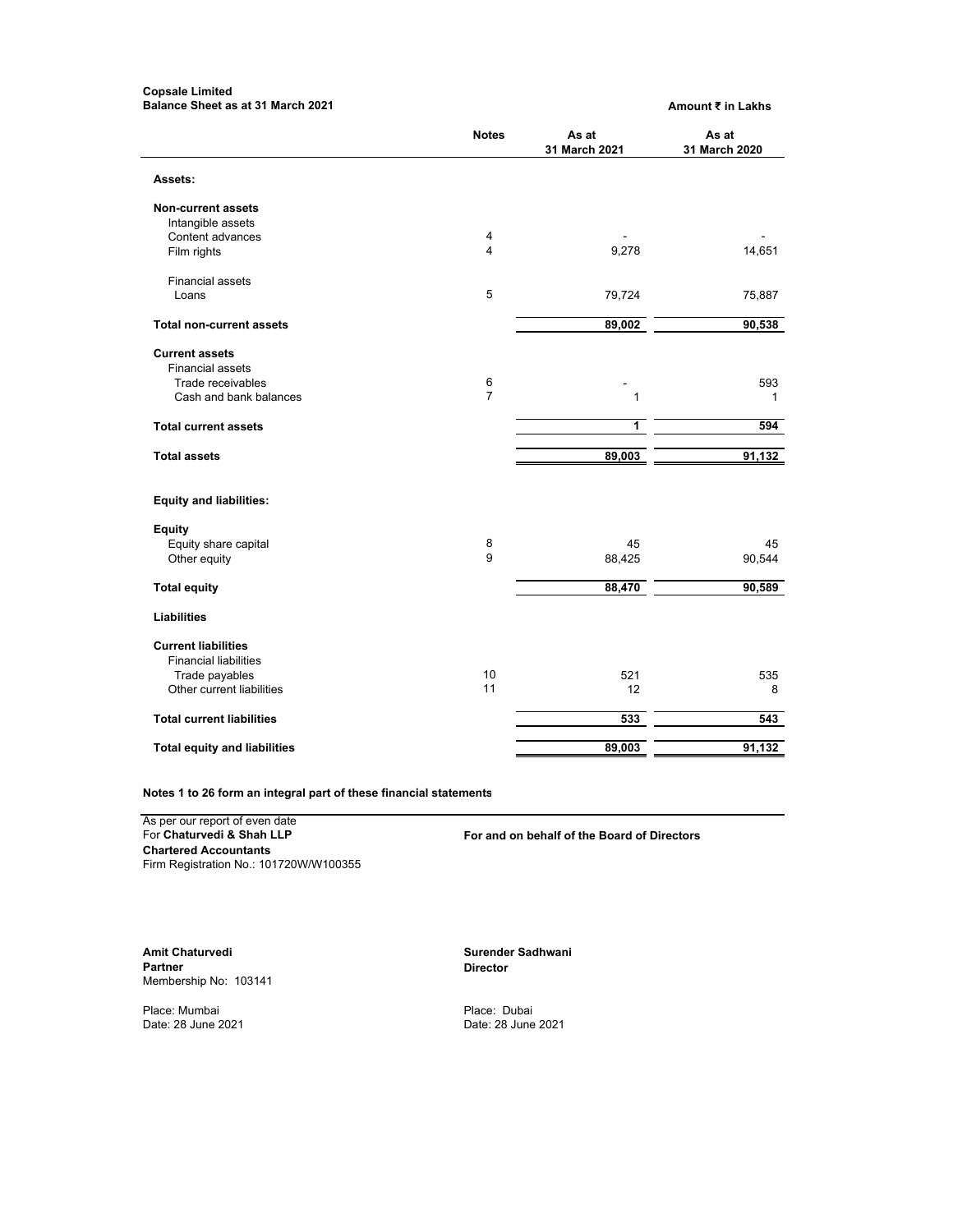**Copsale Limited**
**Balance Sheet as at 31 March 2021**

**Amount ₹ in Lakhs**

| | Notes | As at 31 March 2021 | As at 31 March 2020 |
|---|---|---|---|
| **Assets:** | | | |
| **Non-current assets** | | | |
| Intangible assets | | | |
| Content advances | 4 | - | - |
| Film rights | 4 | 9,278 | 14,651 |
| Financial assets | | | |
| Loans | 5 | 79,724 | 75,887 |
| **Total non-current assets** | | **89,002** | **90,538** |
| **Current assets** | | | |
| Financial assets | | | |
| Trade receivables | 6 | - | 593 |
| Cash and bank balances | 7 | 1 | 1 |
| **Total current assets** | | **1** | **594** |
| **Total assets** | | **89,003** | **91,132** |
| **Equity and liabilities:** | | | |
| **Equity** | | | |
| Equity share capital | 8 | 45 | 45 |
| Other equity | 9 | 88,425 | 90,544 |
| **Total equity** | | **88,470** | **90,589** |
| **Liabilities** | | | |
| **Current liabilities** | | | |
| Financial liabilities | | | |
| Trade payables | 10 | 521 | 535 |
| Other current liabilities | 11 | 12 | 8 |
| **Total current liabilities** | | **533** | **543** |
| **Total equity and liabilities** | | **89,003** | **91,132** |

**Notes 1 to 26 form an integral part of these financial statements**

As per our report of even date
For **Chaturvedi & Shah LLP**
**Chartered Accountants**
Firm Registration No.: 101720W/W100355

**For and on behalf of the Board of Directors**

**Amit Chaturvedi**
**Partner**
Membership No: 103141

Place: Mumbai
Date: 28 June 2021

**Surender Sadhwani**
**Director**

Place: Dubai
Date: 28 June 2021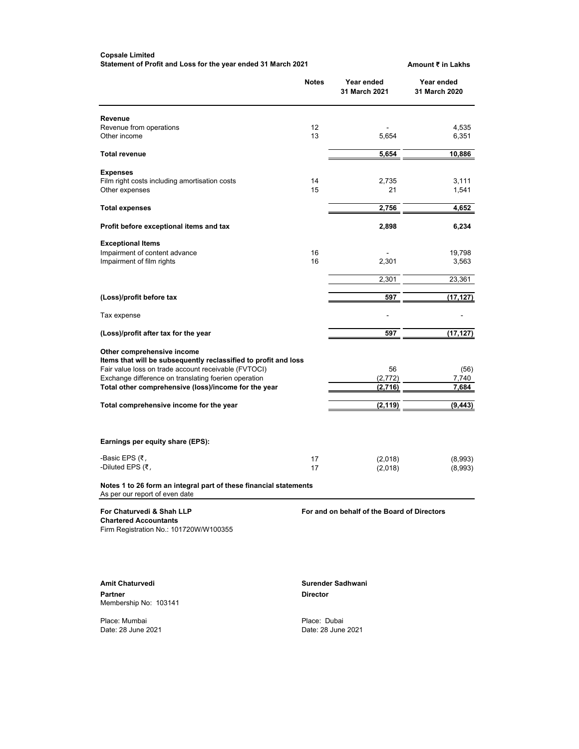**Copsale Limited**

**Statement of Profit and Loss for the year ended 31 March 2021**

**Amount ₹ in Lakhs**

| | Notes | Year ended 31 March 2021 | Year ended 31 March 2020 |
|---|---|---|---|
| **Revenue** | | | |
| Revenue from operations | 12 | - | 4,535 |
| Other income | 13 | 5,654 | 6,351 |
| **Total revenue** | | **5,654** | **10,886** |
| **Expenses** | | | |
| Film right costs including amortisation costs | 14 | 2,735 | 3,111 |
| Other expenses | 15 | 21 | 1,541 |
| **Total expenses** | | **2,756** | **4,652** |
| **Profit before exceptional items and tax** | | **2,898** | **6,234** |
| **Exceptional Items** | | | |
| Impairment of content advance | 16 | - | 19,798 |
| Impairment of film rights | 16 | 2,301 | 3,563 |
| | | 2,301 | 23,361 |
| **(Loss)/profit before tax** | | **597** | **(17,127)** |
| Tax expense | | - | - |
| **(Loss)/profit after tax for the year** | | **597** | **(17,127)** |
| **Other comprehensive income** | | | |
| **Items that will be subsequently reclassified to profit and loss** | | | |
| Fair value loss on trade account receivable (FVTOCI) | | 56 | (56) |
| Exchange difference on translating foerien operation | | (2,772) | 7,740 |
| **Total other comprehensive (loss)/income for the year** | | **(2,716)** | **7,684** |
| **Total comprehensive income for the year** | | **(2,119)** | **(9,443)** |
| **Earnings per equity share (EPS):** | | | |
| -Basic EPS (₹, | 17 | (2,018) | (8,993) |
| -Diluted EPS (₹, | 17 | (2,018) | (8,993) |

**Notes 1 to 26 form an integral part of these financial statements**

As per our report of even date

**For Chaturvedi & Shah LLP**
**Chartered Accountants**
Firm Registration No.: 101720W/W100355

**For and on behalf of the Board of Directors**

**Amit Chaturvedi**
**Partner**
Membership No: 103141

Place: Mumbai
Date: 28 June 2021

**Surender Sadhwani**
**Director**

Place: Dubai
Date: 28 June 2021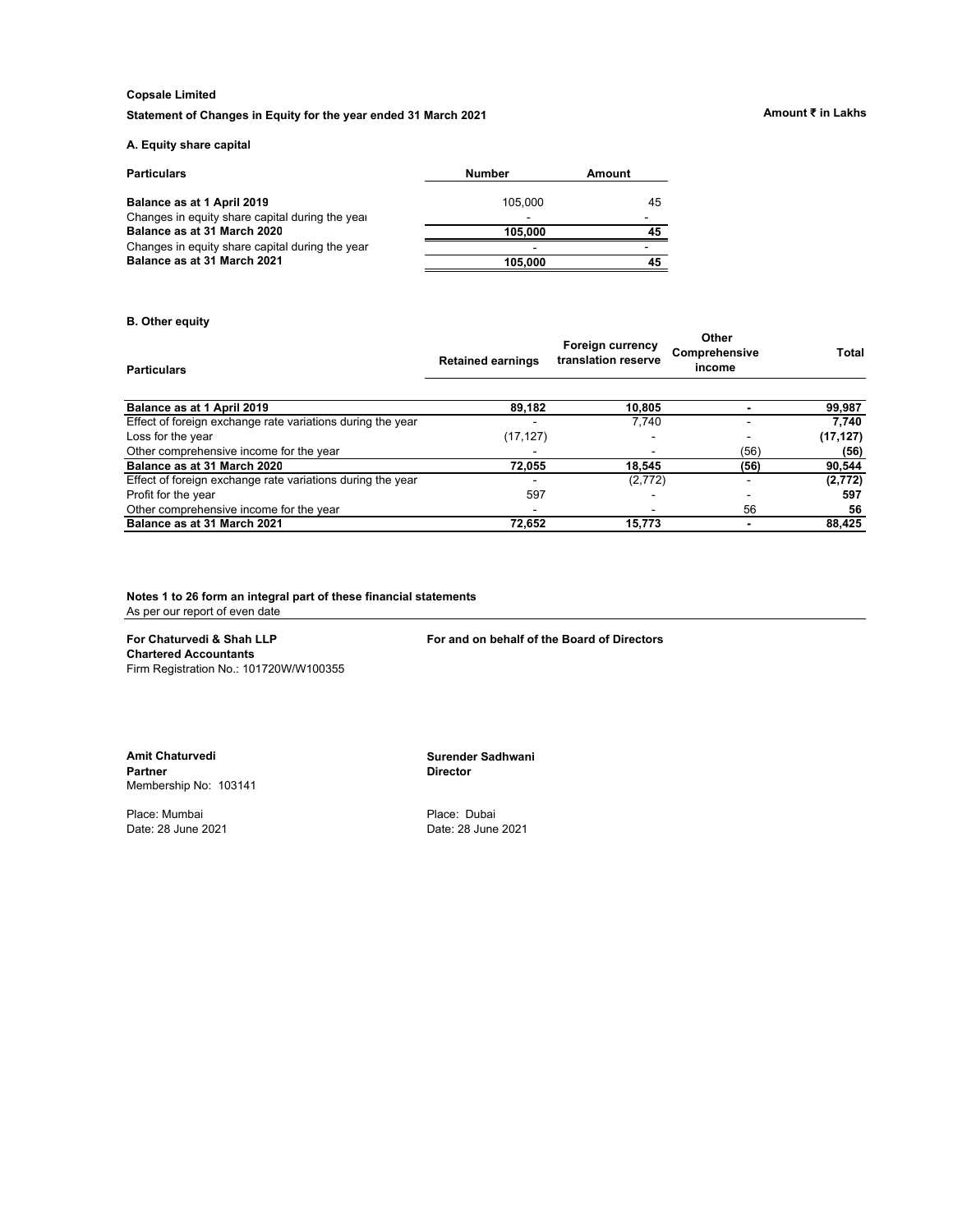**Copsale Limited**

**Statement of Changes in Equity for the year ended 31 March 2021**

**Amount ₹ in Lakhs**

### A. Equity share capital

| Particulars | Number | Amount |
|---|---|---|
| **Balance as at 1 April 2019** | 105,000 | 45 |
| Changes in equity share capital during the year | - | - |
| **Balance as at 31 March 2020** | **105,000** | **45** |
| Changes in equity share capital during the year | - | - |
| **Balance as at 31 March 2021** | **105,000** | **45** |

### B. Other equity

| Particulars | Retained earnings | Foreign currency translation reserve | Other Comprehensive income | Total |
|---|---|---|---|---|
| **Balance as at 1 April 2019** | **89,182** | **10,805** | **-** | **99,987** |
| Effect of foreign exchange rate variations during the year | - | 7,740 | - | **7,740** |
| Loss for the year | (17,127) | - | - | **(17,127)** |
| Other comprehensive income for the year | - | - | (56) | **(56)** |
| **Balance as at 31 March 2020** | **72,055** | **18,545** | **(56)** | **90,544** |
| Effect of foreign exchange rate variations during the year | - | (2,772) | - | **(2,772)** |
| Profit for the year | 597 | - | - | **597** |
| Other comprehensive income for the year | - | - | 56 | **56** |
| **Balance as at 31 March 2021** | **72,652** | **15,773** | **-** | **88,425** |

**Notes 1 to 26 form an integral part of these financial statements**

As per our report of even date

**For Chaturvedi & Shah LLP**
**Chartered Accountants**
Firm Registration No.: 101720W/W100355

**For and on behalf of the Board of Directors**

**Amit Chaturvedi**
**Partner**
Membership No: 103141

Place: Mumbai
Date: 28 June 2021

**Surender Sadhwani**
**Director**

Place: Dubai
Date: 28 June 2021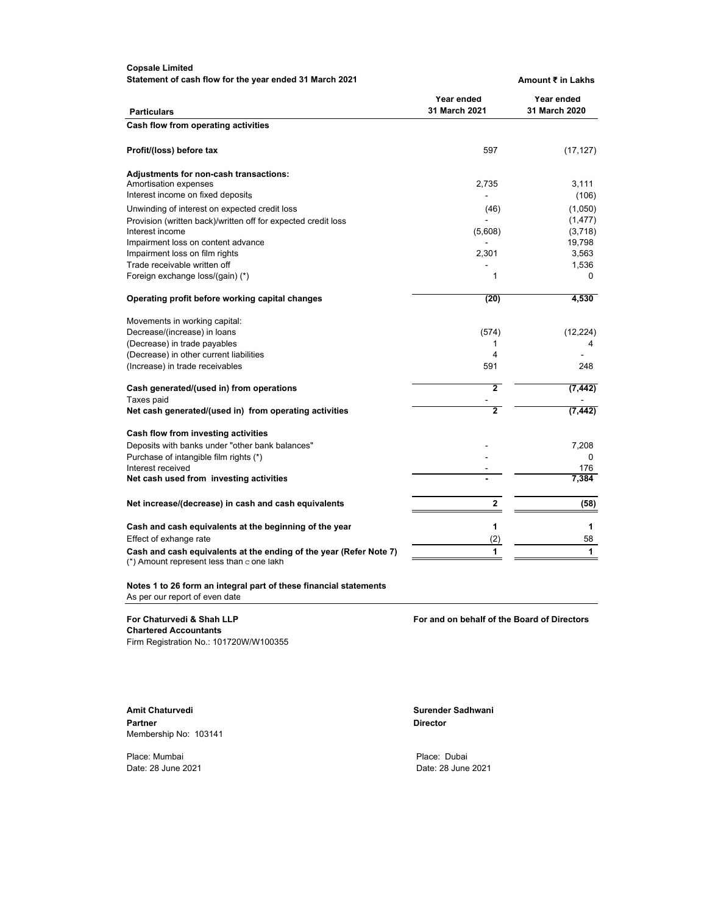**Copsale Limited**

**Statement of cash flow for the year ended 31 March 2021**

**Amount ₹ in Lakhs**

| Particulars | Year ended 31 March 2021 | Year ended 31 March 2020 |
|---|---|---|
| **Cash flow from operating activities** | | |
| **Profit/(loss) before tax** | 597 | (17,127) |
| **Adjustments for non-cash transactions:** | | |
| Amortisation expenses | 2,735 | 3,111 |
| Interest income on fixed deposits | - | (106) |
| Unwinding of interest on expected credit loss | (46) | (1,050) |
| Provision (written back)/written off for expected credit loss | - | (1,477) |
| Interest income | (5,608) | (3,718) |
| Impairment loss on content advance | - | 19,798 |
| Impairment loss on film rights | 2,301 | 3,563 |
| Trade receivable written off | - | 1,536 |
| Foreign exchange loss/(gain) (*) | 1 | 0 |
| **Operating profit before working capital changes** | **(20)** | **4,530** |
| Movements in working capital: | | |
| Decrease/(increase) in loans | (574) | (12,224) |
| (Decrease) in trade payables | 1 | 4 |
| (Decrease) in other current liabilities | 4 | - |
| (Increase) in trade receivables | 591 | 248 |
| **Cash generated/(used in) from operations** | **2** | **(7,442)** |
| Taxes paid | - | - |
| **Net cash generated/(used in) from operating activities** | **2** | **(7,442)** |
| **Cash flow from investing activities** | | |
| Deposits with banks under "other bank balances" | - | 7,208 |
| Purchase of intangible film rights (*) | - | 0 |
| Interest received | - | 176 |
| **Net cash used from investing activities** | **-** | **7,384** |
| **Net increase/(decrease) in cash and cash equivalents** | **2** | **(58)** |
| **Cash and cash equivalents at the beginning of the year** | **1** | **1** |
| Effect of exhange rate | (2) | 58 |
| **Cash and cash equivalents at the ending of the year (Refer Note 7)** | **1** | **1** |

(*) Amount represent less than ₹ one lakh

**Notes 1 to 26 form an integral part of these financial statements**

As per our report of even date

**For Chaturvedi & Shah LLP**
**Chartered Accountants**
Firm Registration No.: 101720W/W100355

**For and on behalf of the Board of Directors**

**Amit Chaturvedi**
**Partner**
Membership No: 103141

Place: Mumbai
Date: 28 June 2021

**Surender Sadhwani**
**Director**

Place: Dubai
Date: 28 June 2021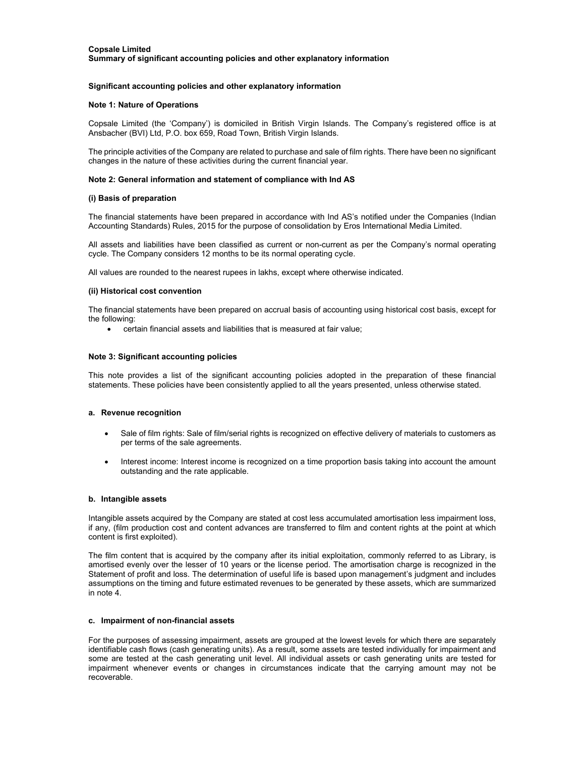**Copsale Limited**
**Summary of significant accounting policies and other explanatory information**

## Significant accounting policies and other explanatory information

### Note 1: Nature of Operations

Copsale Limited (the 'Company') is domiciled in British Virgin Islands. The Company's registered office is at Ansbacher (BVI) Ltd, P.O. box 659, Road Town, British Virgin Islands.

The principle activities of the Company are related to purchase and sale of film rights. There have been no significant changes in the nature of these activities during the current financial year.

### Note 2: General information and statement of compliance with Ind AS

#### (i) Basis of preparation

The financial statements have been prepared in accordance with Ind AS's notified under the Companies (Indian Accounting Standards) Rules, 2015 for the purpose of consolidation by Eros International Media Limited.

All assets and liabilities have been classified as current or non-current as per the Company's normal operating cycle. The Company considers 12 months to be its normal operating cycle.

All values are rounded to the nearest rupees in lakhs, except where otherwise indicated.

#### (ii) Historical cost convention

The financial statements have been prepared on accrual basis of accounting using historical cost basis, except for the following:

- certain financial assets and liabilities that is measured at fair value;

### Note 3: Significant accounting policies

This note provides a list of the significant accounting policies adopted in the preparation of these financial statements. These policies have been consistently applied to all the years presented, unless otherwise stated.

#### a. Revenue recognition

- Sale of film rights: Sale of film/serial rights is recognized on effective delivery of materials to customers as per terms of the sale agreements.
- Interest income: Interest income is recognized on a time proportion basis taking into account the amount outstanding and the rate applicable.

#### b. Intangible assets

Intangible assets acquired by the Company are stated at cost less accumulated amortisation less impairment loss, if any, (film production cost and content advances are transferred to film and content rights at the point at which content is first exploited).

The film content that is acquired by the company after its initial exploitation, commonly referred to as Library, is amortised evenly over the lesser of 10 years or the license period. The amortisation charge is recognized in the Statement of profit and loss. The determination of useful life is based upon management's judgment and includes assumptions on the timing and future estimated revenues to be generated by these assets, which are summarized in note 4.

#### c. Impairment of non-financial assets

For the purposes of assessing impairment, assets are grouped at the lowest levels for which there are separately identifiable cash flows (cash generating units). As a result, some assets are tested individually for impairment and some are tested at the cash generating unit level. All individual assets or cash generating units are tested for impairment whenever events or changes in circumstances indicate that the carrying amount may not be recoverable.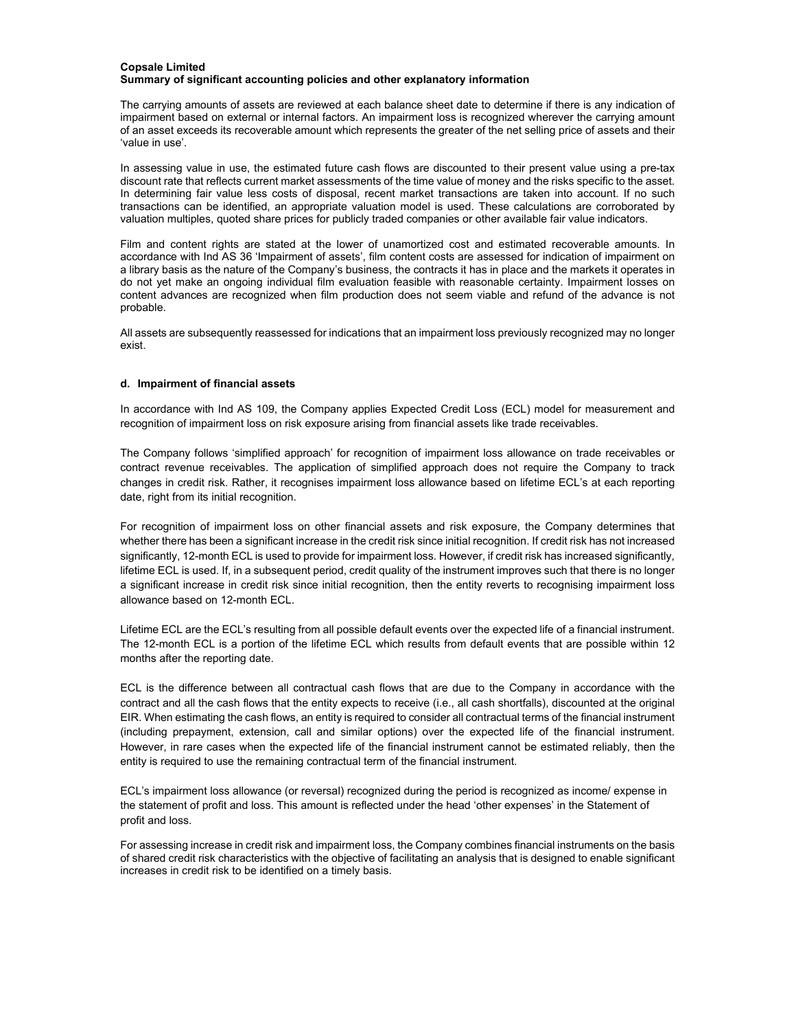The carrying amounts of assets are reviewed at each balance sheet date to determine if there is any indication of impairment based on external or internal factors. An impairment loss is recognized wherever the carrying amount of an asset exceeds its recoverable amount which represents the greater of the net selling price of assets and their 'value in use'.

In assessing value in use, the estimated future cash flows are discounted to their present value using a pre-tax discount rate that reflects current market assessments of the time value of money and the risks specific to the asset. In determining fair value less costs of disposal, recent market transactions are taken into account. If no such transactions can be identified, an appropriate valuation model is used. These calculations are corroborated by valuation multiples, quoted share prices for publicly traded companies or other available fair value indicators.

Film and content rights are stated at the lower of unamortized cost and estimated recoverable amounts. In accordance with Ind AS 36 'Impairment of assets', film content costs are assessed for indication of impairment on a library basis as the nature of the Company's business, the contracts it has in place and the markets it operates in do not yet make an ongoing individual film evaluation feasible with reasonable certainty. Impairment losses on content advances are recognized when film production does not seem viable and refund of the advance is not probable.

All assets are subsequently reassessed for indications that an impairment loss previously recognized may no longer exist.

### d. Impairment of financial assets

In accordance with Ind AS 109, the Company applies Expected Credit Loss (ECL) model for measurement and recognition of impairment loss on risk exposure arising from financial assets like trade receivables.

The Company follows 'simplified approach' for recognition of impairment loss allowance on trade receivables or contract revenue receivables. The application of simplified approach does not require the Company to track changes in credit risk. Rather, it recognises impairment loss allowance based on lifetime ECL's at each reporting date, right from its initial recognition.

For recognition of impairment loss on other financial assets and risk exposure, the Company determines that whether there has been a significant increase in the credit risk since initial recognition. If credit risk has not increased significantly, 12-month ECL is used to provide for impairment loss. However, if credit risk has increased significantly, lifetime ECL is used. If, in a subsequent period, credit quality of the instrument improves such that there is no longer a significant increase in credit risk since initial recognition, then the entity reverts to recognising impairment loss allowance based on 12-month ECL.

Lifetime ECL are the ECL's resulting from all possible default events over the expected life of a financial instrument. The 12-month ECL is a portion of the lifetime ECL which results from default events that are possible within 12 months after the reporting date.

ECL is the difference between all contractual cash flows that are due to the Company in accordance with the contract and all the cash flows that the entity expects to receive (i.e., all cash shortfalls), discounted at the original EIR. When estimating the cash flows, an entity is required to consider all contractual terms of the financial instrument (including prepayment, extension, call and similar options) over the expected life of the financial instrument. However, in rare cases when the expected life of the financial instrument cannot be estimated reliably, then the entity is required to use the remaining contractual term of the financial instrument.

ECL's impairment loss allowance (or reversal) recognized during the period is recognized as income/ expense in the statement of profit and loss. This amount is reflected under the head 'other expenses' in the Statement of profit and loss.

For assessing increase in credit risk and impairment loss, the Company combines financial instruments on the basis of shared credit risk characteristics with the objective of facilitating an analysis that is designed to enable significant increases in credit risk to be identified on a timely basis.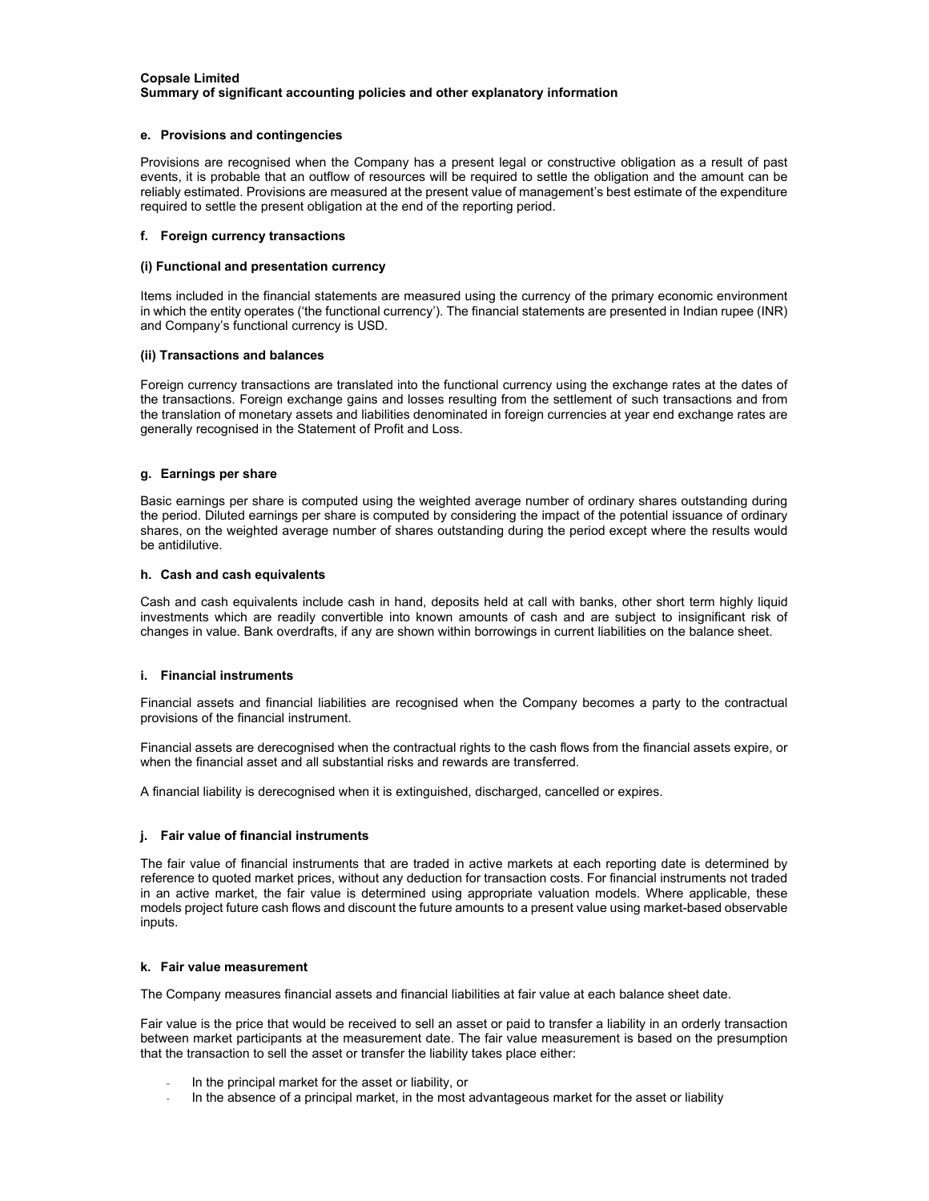**Copsale Limited**
**Summary of significant accounting policies and other explanatory information**

#### e. Provisions and contingencies

Provisions are recognised when the Company has a present legal or constructive obligation as a result of past events, it is probable that an outflow of resources will be required to settle the obligation and the amount can be reliably estimated. Provisions are measured at the present value of management's best estimate of the expenditure required to settle the present obligation at the end of the reporting period.

#### f. Foreign currency transactions

##### (i) Functional and presentation currency

Items included in the financial statements are measured using the currency of the primary economic environment in which the entity operates ('the functional currency'). The financial statements are presented in Indian rupee (INR) and Company's functional currency is USD.

##### (ii) Transactions and balances

Foreign currency transactions are translated into the functional currency using the exchange rates at the dates of the transactions. Foreign exchange gains and losses resulting from the settlement of such transactions and from the translation of monetary assets and liabilities denominated in foreign currencies at year end exchange rates are generally recognised in the Statement of Profit and Loss.

#### g. Earnings per share

Basic earnings per share is computed using the weighted average number of ordinary shares outstanding during the period. Diluted earnings per share is computed by considering the impact of the potential issuance of ordinary shares, on the weighted average number of shares outstanding during the period except where the results would be antidilutive.

#### h. Cash and cash equivalents

Cash and cash equivalents include cash in hand, deposits held at call with banks, other short term highly liquid investments which are readily convertible into known amounts of cash and are subject to insignificant risk of changes in value. Bank overdrafts, if any are shown within borrowings in current liabilities on the balance sheet.

#### i. Financial instruments

Financial assets and financial liabilities are recognised when the Company becomes a party to the contractual provisions of the financial instrument.

Financial assets are derecognised when the contractual rights to the cash flows from the financial assets expire, or when the financial asset and all substantial risks and rewards are transferred.

A financial liability is derecognised when it is extinguished, discharged, cancelled or expires.

#### j. Fair value of financial instruments

The fair value of financial instruments that are traded in active markets at each reporting date is determined by reference to quoted market prices, without any deduction for transaction costs. For financial instruments not traded in an active market, the fair value is determined using appropriate valuation models. Where applicable, these models project future cash flows and discount the future amounts to a present value using market-based observable inputs.

#### k. Fair value measurement

The Company measures financial assets and financial liabilities at fair value at each balance sheet date.

Fair value is the price that would be received to sell an asset or paid to transfer a liability in an orderly transaction between market participants at the measurement date. The fair value measurement is based on the presumption that the transaction to sell the asset or transfer the liability takes place either:

- In the principal market for the asset or liability, or
- In the absence of a principal market, in the most advantageous market for the asset or liability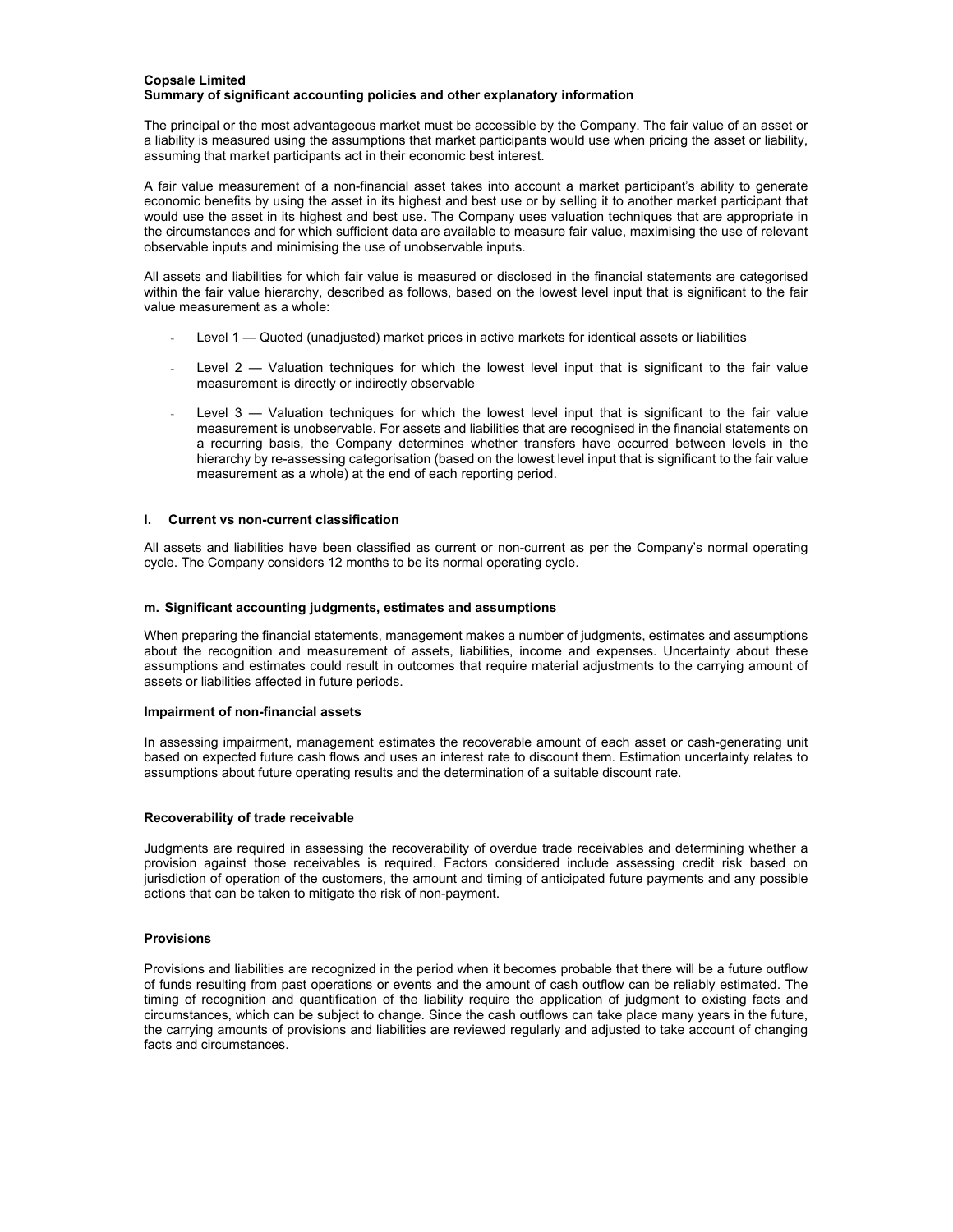**Copsale Limited**
**Summary of significant accounting policies and other explanatory information**

The principal or the most advantageous market must be accessible by the Company. The fair value of an asset or a liability is measured using the assumptions that market participants would use when pricing the asset or liability, assuming that market participants act in their economic best interest.

A fair value measurement of a non-financial asset takes into account a market participant's ability to generate economic benefits by using the asset in its highest and best use or by selling it to another market participant that would use the asset in its highest and best use. The Company uses valuation techniques that are appropriate in the circumstances and for which sufficient data are available to measure fair value, maximising the use of relevant observable inputs and minimising the use of unobservable inputs.

All assets and liabilities for which fair value is measured or disclosed in the financial statements are categorised within the fair value hierarchy, described as follows, based on the lowest level input that is significant to the fair value measurement as a whole:

- Level 1 — Quoted (unadjusted) market prices in active markets for identical assets or liabilities
- Level 2 — Valuation techniques for which the lowest level input that is significant to the fair value measurement is directly or indirectly observable
- Level 3 — Valuation techniques for which the lowest level input that is significant to the fair value measurement is unobservable. For assets and liabilities that are recognised in the financial statements on a recurring basis, the Company determines whether transfers have occurred between levels in the hierarchy by re-assessing categorisation (based on the lowest level input that is significant to the fair value measurement as a whole) at the end of each reporting period.

#### l. Current vs non-current classification

All assets and liabilities have been classified as current or non-current as per the Company's normal operating cycle. The Company considers 12 months to be its normal operating cycle.

#### m. Significant accounting judgments, estimates and assumptions

When preparing the financial statements, management makes a number of judgments, estimates and assumptions about the recognition and measurement of assets, liabilities, income and expenses. Uncertainty about these assumptions and estimates could result in outcomes that require material adjustments to the carrying amount of assets or liabilities affected in future periods.

**Impairment of non-financial assets**

In assessing impairment, management estimates the recoverable amount of each asset or cash-generating unit based on expected future cash flows and uses an interest rate to discount them. Estimation uncertainty relates to assumptions about future operating results and the determination of a suitable discount rate.

**Recoverability of trade receivable**

Judgments are required in assessing the recoverability of overdue trade receivables and determining whether a provision against those receivables is required. Factors considered include assessing credit risk based on jurisdiction of operation of the customers, the amount and timing of anticipated future payments and any possible actions that can be taken to mitigate the risk of non-payment.

**Provisions**

Provisions and liabilities are recognized in the period when it becomes probable that there will be a future outflow of funds resulting from past operations or events and the amount of cash outflow can be reliably estimated. The timing of recognition and quantification of the liability require the application of judgment to existing facts and circumstances, which can be subject to change. Since the cash outflows can take place many years in the future, the carrying amounts of provisions and liabilities are reviewed regularly and adjusted to take account of changing facts and circumstances.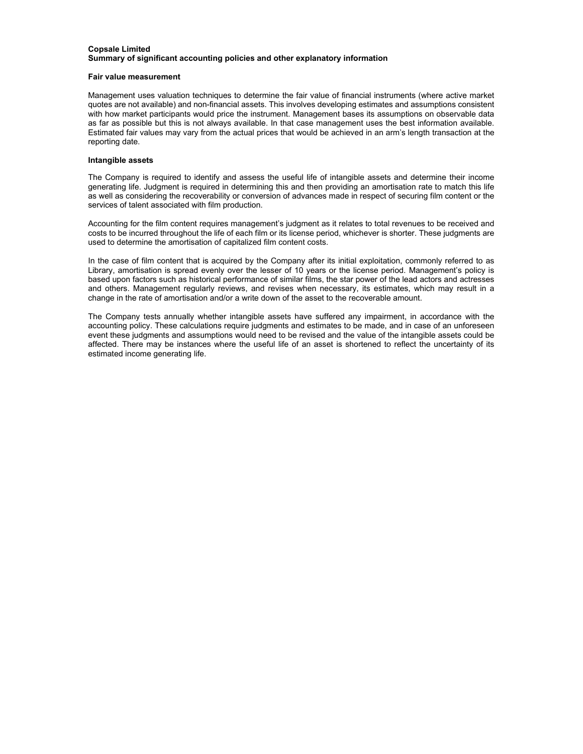**Copsale Limited**
**Summary of significant accounting policies and other explanatory information**

**Fair value measurement**

Management uses valuation techniques to determine the fair value of financial instruments (where active market quotes are not available) and non-financial assets. This involves developing estimates and assumptions consistent with how market participants would price the instrument. Management bases its assumptions on observable data as far as possible but this is not always available. In that case management uses the best information available. Estimated fair values may vary from the actual prices that would be achieved in an arm's length transaction at the reporting date.

**Intangible assets**

The Company is required to identify and assess the useful life of intangible assets and determine their income generating life. Judgment is required in determining this and then providing an amortisation rate to match this life as well as considering the recoverability or conversion of advances made in respect of securing film content or the services of talent associated with film production.

Accounting for the film content requires management's judgment as it relates to total revenues to be received and costs to be incurred throughout the life of each film or its license period, whichever is shorter. These judgments are used to determine the amortisation of capitalized film content costs.

In the case of film content that is acquired by the Company after its initial exploitation, commonly referred to as Library, amortisation is spread evenly over the lesser of 10 years or the license period. Management's policy is based upon factors such as historical performance of similar films, the star power of the lead actors and actresses and others. Management regularly reviews, and revises when necessary, its estimates, which may result in a change in the rate of amortisation and/or a write down of the asset to the recoverable amount.

The Company tests annually whether intangible assets have suffered any impairment, in accordance with the accounting policy. These calculations require judgments and estimates to be made, and in case of an unforeseen event these judgments and assumptions would need to be revised and the value of the intangible assets could be affected. There may be instances where the useful life of an asset is shortened to reflect the uncertainty of its estimated income generating life.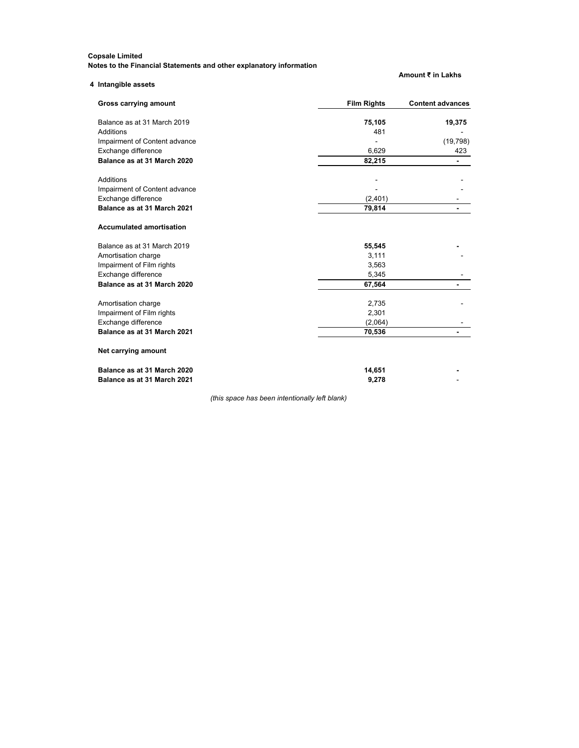**Copsale Limited**
**Notes to the Financial Statements and other explanatory information**

**Amount ₹ in Lakhs**

**4 Intangible assets**

| **Gross carrying amount** | **Film Rights** | **Content advances** |
|---|---|---|
| Balance as at 31 March 2019 | **75,105** | **19,375** |
| Additions | 481 | - |
| Impairment of Content advance | - | (19,798) |
| Exchange difference | 6,629 | 423 |
| **Balance as at 31 March 2020** | **82,215** | **-** |
| Additions | - | - |
| Impairment of Content advance | - | - |
| Exchange difference | (2,401) | - |
| **Balance as at 31 March 2021** | **79,814** | **-** |
| **Accumulated amortisation** | | |
| Balance as at 31 March 2019 | **55,545** | **-** |
| Amortisation charge | 3,111 | - |
| Impairment of Film rights | 3,563 | |
| Exchange difference | 5,345 | - |
| **Balance as at 31 March 2020** | **67,564** | **-** |
| Amortisation charge | 2,735 | - |
| Impairment of Film rights | 2,301 | |
| Exchange difference | (2,064) | - |
| **Balance as at 31 March 2021** | **70,536** | **-** |
| **Net carrying amount** | | |
| **Balance as at 31 March 2020** | **14,651** | **-** |
| **Balance as at 31 March 2021** | **9,278** | - |

*(this space has been intentionally left blank)*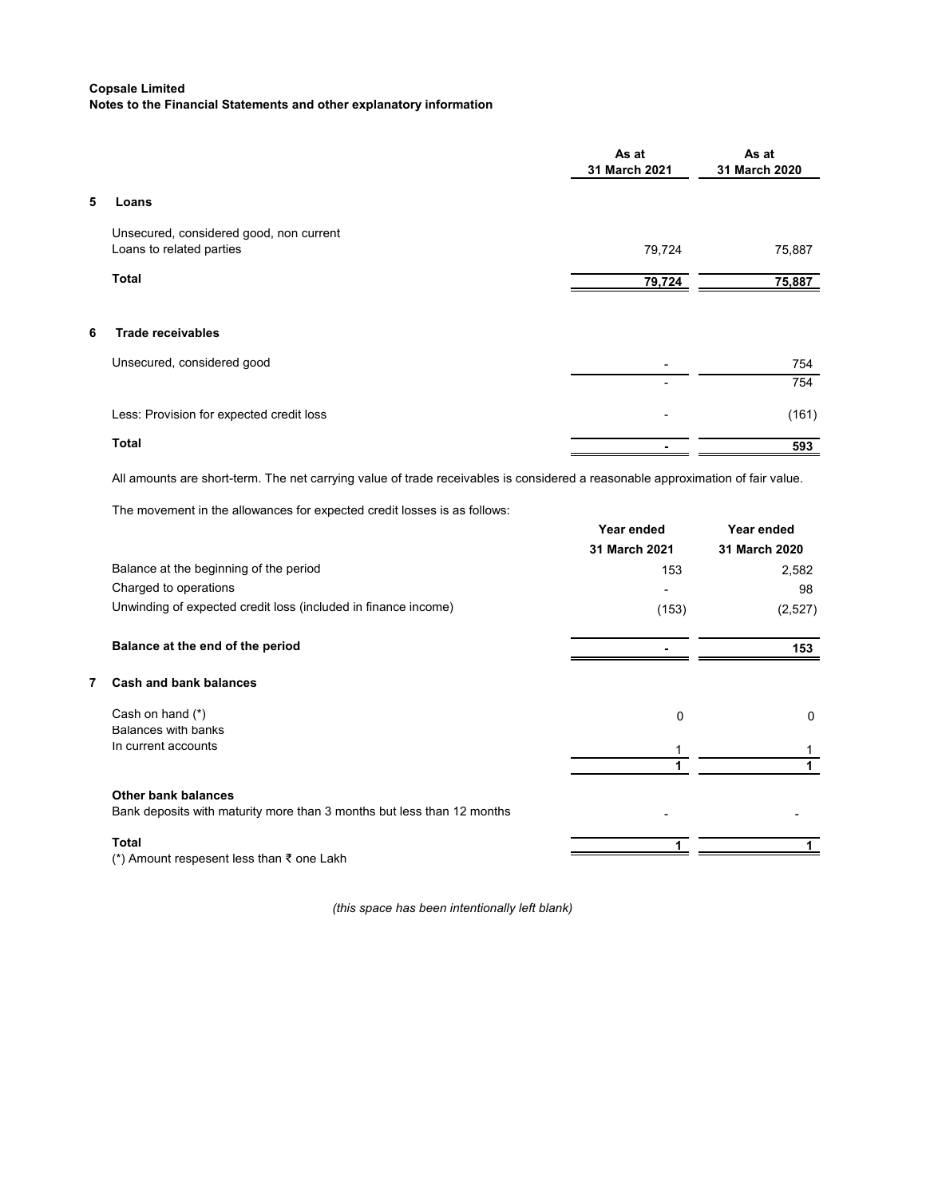**Copsale Limited**
**Notes to the Financial Statements and other explanatory information**

| | | As at 31 March 2021 | As at 31 March 2020 |
|---|---|---|---|
| **5** | **Loans** | | |
| | Unsecured, considered good, non current | | |
| | Loans to related parties | 79,724 | 75,887 |
| | **Total** | **79,724** | **75,887** |
| **6** | **Trade receivables** | | |
| | Unsecured, considered good | - | 754 |
| | | - | 754 |
| | Less: Provision for expected credit loss | - | (161) |
| | **Total** | **-** | **593** |

All amounts are short-term. The net carrying value of trade receivables is considered a reasonable approximation of fair value.

The movement in the allowances for expected credit losses is as follows:

| | Year ended 31 March 2021 | Year ended 31 March 2020 |
|---|---|---|
| Balance at the beginning of the period | 153 | 2,582 |
| Charged to operations | - | 98 |
| Unwinding of expected credit loss (included in finance income) | (153) | (2,527) |
| **Balance at the end of the period** | **-** | **153** |

| | | As at 31 March 2021 | As at 31 March 2020 |
|---|---|---|---|
| **7** | **Cash and bank balances** | | |
| | Cash on hand (*) | 0 | 0 |
| | Balances with banks | | |
| | In current accounts | 1 | 1 |
| | | **1** | **1** |
| | **Other bank balances** | | |
| | Bank deposits with maturity more than 3 months but less than 12 months | - | - |
| | **Total** | **1** | **1** |

(*) Amount respesent less than ₹ one Lakh

*(this space has been intentionally left blank)*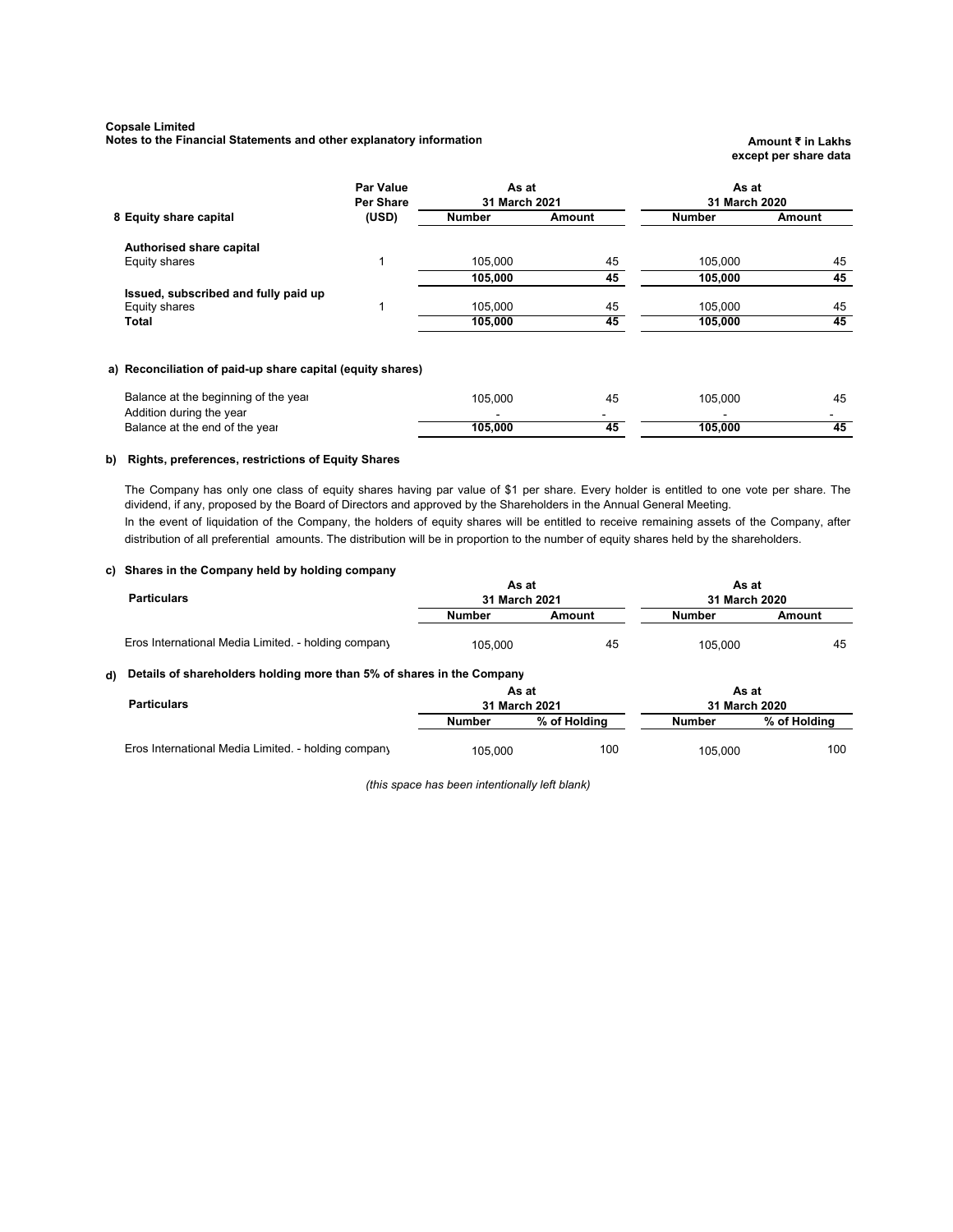**Copsale Limited**
**Notes to the Financial Statements and other explanatory information**

**Amount ₹ in Lakhs except per share data**

| 8 Equity share capital | Par Value Per Share (USD) | As at 31 March 2021 | | As at 31 March 2020 | |
|---|---|---|---|---|---|
| | | Number | Amount | Number | Amount |
| **Authorised share capital** | | | | | |
| Equity shares | 1 | 105,000 | 45 | 105,000 | 45 |
| | | **105,000** | **45** | **105,000** | **45** |
| **Issued, subscribed and fully paid up** | | | | | |
| Equity shares | 1 | 105,000 | 45 | 105,000 | 45 |
| **Total** | | **105,000** | **45** | **105,000** | **45** |

**a) Reconciliation of paid-up share capital (equity shares)**

| | Number (31 March 2021) | Amount (31 March 2021) | Number (31 March 2020) | Amount (31 March 2020) |
|---|---|---|---|---|
| Balance at the beginning of the year | 105,000 | 45 | 105,000 | 45 |
| Addition during the year | - | - | - | - |
| Balance at the end of the year | **105,000** | **45** | **105,000** | **45** |

**b) Rights, preferences, restrictions of Equity Shares**

The Company has only one class of equity shares having par value of $1 per share. Every holder is entitled to one vote per share. The dividend, if any, proposed by the Board of Directors and approved by the Shareholders in the Annual General Meeting.

In the event of liquidation of the Company, the holders of equity shares will be entitled to receive remaining assets of the Company, after distribution of all preferential amounts. The distribution will be in proportion to the number of equity shares held by the shareholders.

**c) Shares in the Company held by holding company**

| Particulars | As at 31 March 2021 | | As at 31 March 2020 | |
|---|---|---|---|---|
| | Number | Amount | Number | Amount |
| Eros International Media Limited. - holding company | 105,000 | 45 | 105,000 | 45 |

**d) Details of shareholders holding more than 5% of shares in the Company**

| Particulars | As at 31 March 2021 | | As at 31 March 2020 | |
|---|---|---|---|---|
| | Number | % of Holding | Number | % of Holding |
| Eros International Media Limited. - holding company | 105,000 | 100 | 105,000 | 100 |

*(this space has been intentionally left blank)*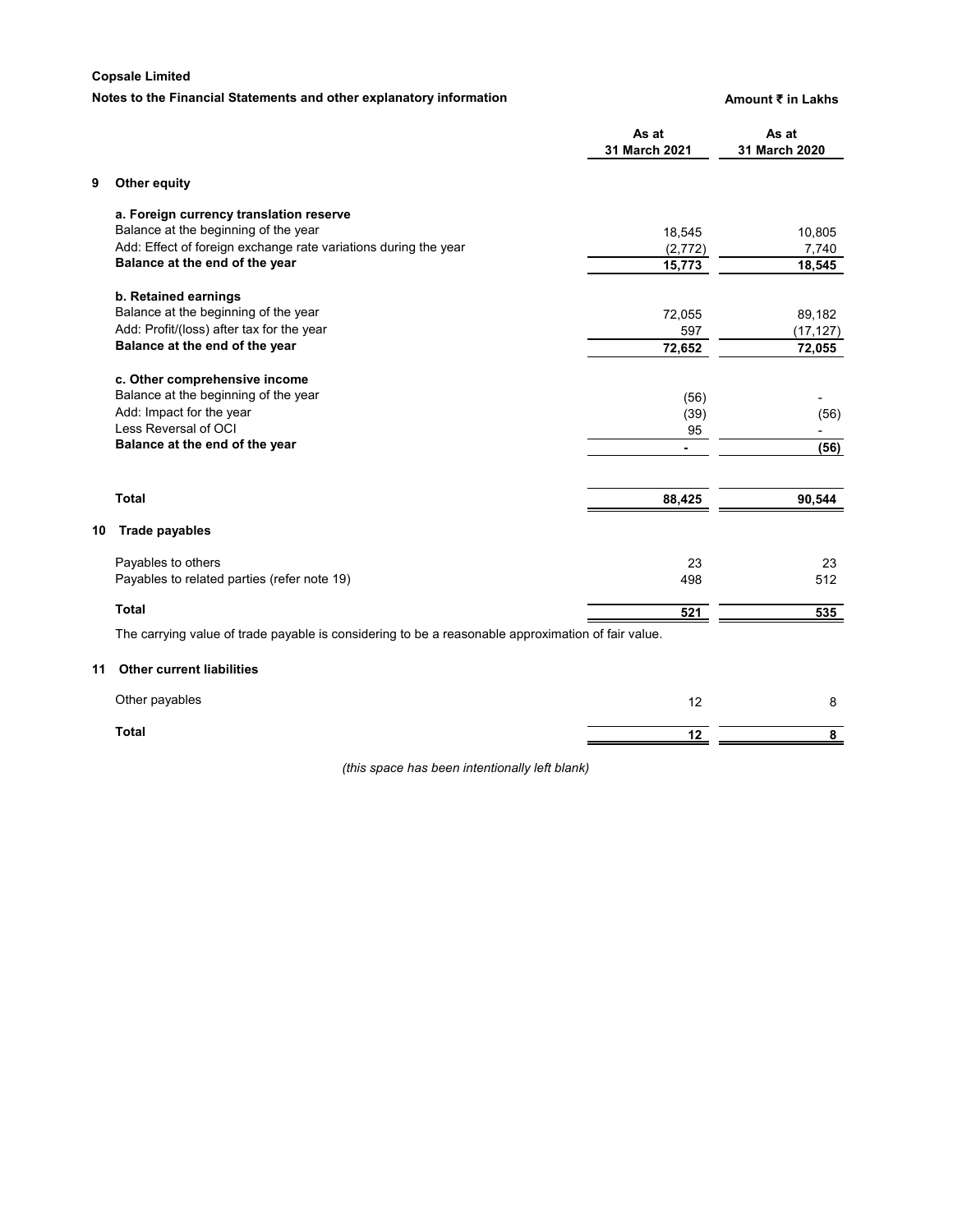**Copsale Limited**

**Notes to the Financial Statements and other explanatory information**

**Amount ₹ in Lakhs**

| | | As at 31 March 2021 | As at 31 March 2020 |
|---|---|---|---|
| **9** | **Other equity** | | |
| | **a. Foreign currency translation reserve** | | |
| | Balance at the beginning of the year | 18,545 | 10,805 |
| | Add: Effect of foreign exchange rate variations during the year | (2,772) | 7,740 |
| | **Balance at the end of the year** | **15,773** | **18,545** |
| | **b. Retained earnings** | | |
| | Balance at the beginning of the year | 72,055 | 89,182 |
| | Add: Profit/(loss) after tax for the year | 597 | (17,127) |
| | **Balance at the end of the year** | **72,652** | **72,055** |
| | **c. Other comprehensive income** | | |
| | Balance at the beginning of the year | (56) | - |
| | Add: Impact for the year | (39) | (56) |
| | Less Reversal of OCI | 95 | - |
| | **Balance at the end of the year** | **-** | **(56)** |
| | **Total** | **88,425** | **90,544** |
| **10** | **Trade payables** | | |
| | Payables to others | 23 | 23 |
| | Payables to related parties (refer note 19) | 498 | 512 |
| | **Total** | **521** | **535** |

The carrying value of trade payable is considering to be a reasonable approximation of fair value.

| | | As at 31 March 2021 | As at 31 March 2020 |
|---|---|---|---|
| **11** | **Other current liabilities** | | |
| | Other payables | 12 | 8 |
| | **Total** | **12** | **8** |

*(this space has been intentionally left blank)*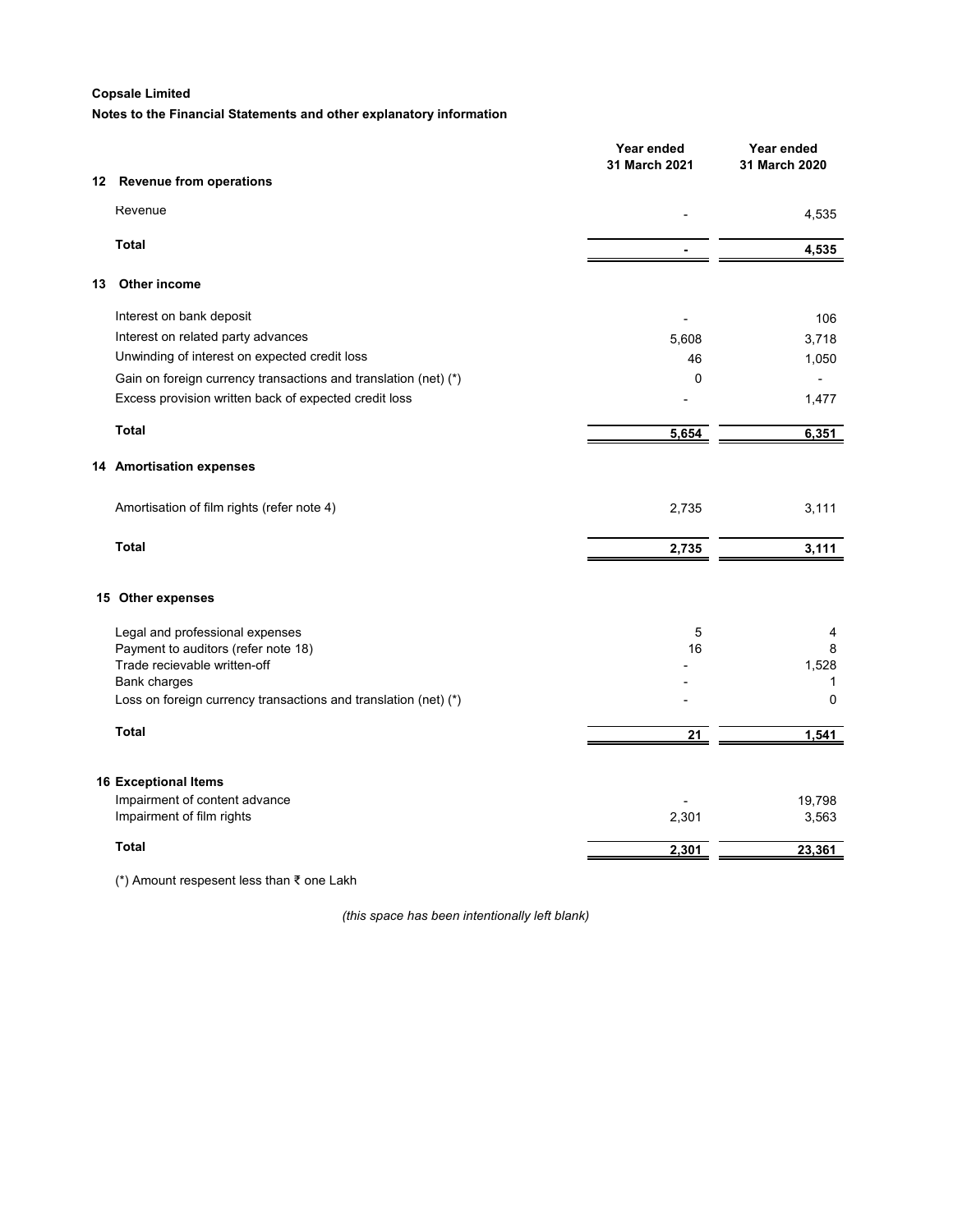**Copsale Limited**

**Notes to the Financial Statements and other explanatory information**

| | Year ended 31 March 2021 | Year ended 31 March 2020 |
|---|---|---|
| **12 Revenue from operations** | | |
| Revenue | - | 4,535 |
| **Total** | **-** | **4,535** |
| **13 Other income** | | |
| Interest on bank deposit | - | 106 |
| Interest on related party advances | 5,608 | 3,718 |
| Unwinding of interest on expected credit loss | 46 | 1,050 |
| Gain on foreign currency transactions and translation (net) (*) | 0 | - |
| Excess provision written back of expected credit loss | - | 1,477 |
| **Total** | **5,654** | **6,351** |
| **14 Amortisation expenses** | | |
| Amortisation of film rights (refer note 4) | 2,735 | 3,111 |
| **Total** | **2,735** | **3,111** |
| **15 Other expenses** | | |
| Legal and professional expenses | 5 | 4 |
| Payment to auditors (refer note 18) | 16 | 8 |
| Trade recievable written-off | - | 1,528 |
| Bank charges | - | 1 |
| Loss on foreign currency transactions and translation (net) (*) | - | 0 |
| **Total** | **21** | **1,541** |
| **16 Exceptional Items** | | |
| Impairment of content advance | - | 19,798 |
| Impairment of film rights | 2,301 | 3,563 |
| **Total** | **2,301** | **23,361** |

(*) Amount respesent less than ₹ one Lakh

*(this space has been intentionally left blank)*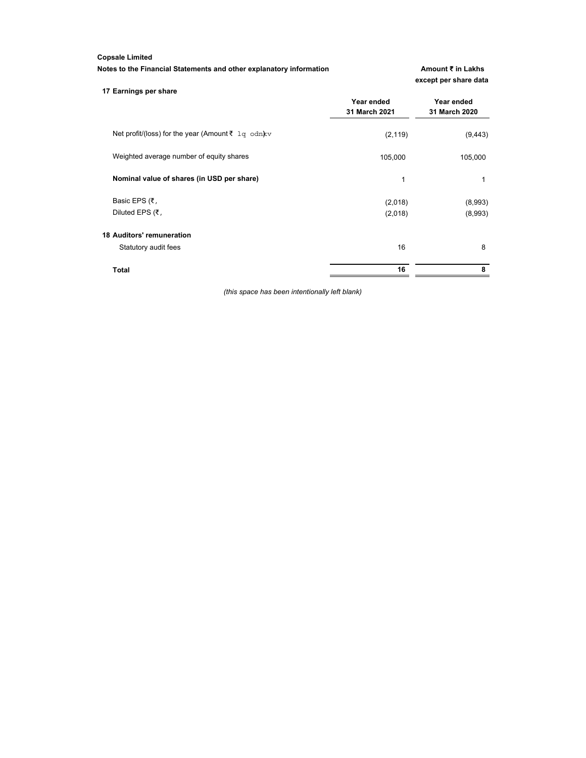**Copsale Limited**

**Notes to the Financial Statements and other explanatory information**

**Amount ₹ in Lakhs except per share data**

**17 Earnings per share**

| | Year ended 31 March 2021 | Year ended 31 March 2020 |
|---|---|---|
| Net profit/(loss) for the year (Amount ₹ 1q odn)kv | (2,119) | (9,443) |
| Weighted average number of equity shares | 105,000 | 105,000 |
| **Nominal value of shares (in USD per share)** | 1 | 1 |
| Basic EPS (₹, | (2,018) | (8,993) |
| Diluted EPS (₹, | (2,018) | (8,993) |

**18 Auditors' remuneration**

| | Year ended 31 March 2021 | Year ended 31 March 2020 |
|---|---|---|
| Statutory audit fees | 16 | 8 |
| **Total** | **16** | **8** |

*(this space has been intentionally left blank)*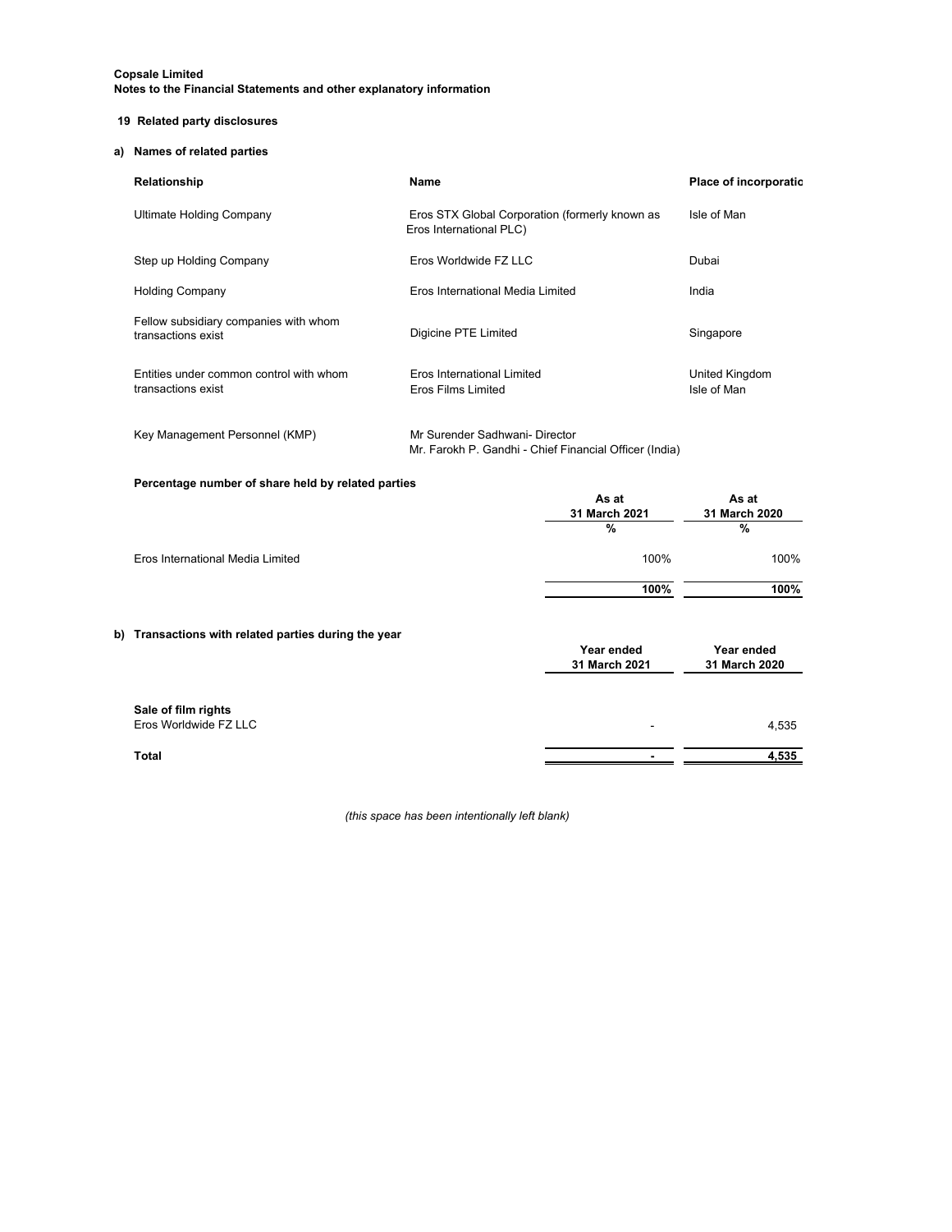**Copsale Limited**
**Notes to the Financial Statements and other explanatory information**

## 19 Related party disclosures

### a) Names of related parties

| Relationship | Name | Place of incorporatio |
|---|---|---|
| Ultimate Holding Company | Eros STX Global Corporation (formerly known as Eros International PLC) | Isle of Man |
| Step up Holding Company | Eros Worldwide FZ LLC | Dubai |
| Holding Company | Eros International Media Limited | India |
| Fellow subsidiary companies with whom transactions exist | Digicine PTE Limited | Singapore |
| Entities under common control with whom transactions exist | Eros International Limited | United Kingdom |
| | Eros Films Limited | Isle of Man |
| Key Management Personnel (KMP) | Mr Surender Sadhwani- Director | |
| | Mr. Farokh P. Gandhi - Chief Financial Officer (India) | |

**Percentage number of share held by related parties**

| | As at 31 March 2021 | As at 31 March 2020 |
|---|---|---|
| | % | % |
| Eros International Media Limited | 100% | 100% |
| | **100%** | **100%** |

### b) Transactions with related parties during the year

| | Year ended 31 March 2021 | Year ended 31 March 2020 |
|---|---|---|
| **Sale of film rights** | | |
| Eros Worldwide FZ LLC | - | 4,535 |
| **Total** | **-** | **4,535** |

*(this space has been intentionally left blank)*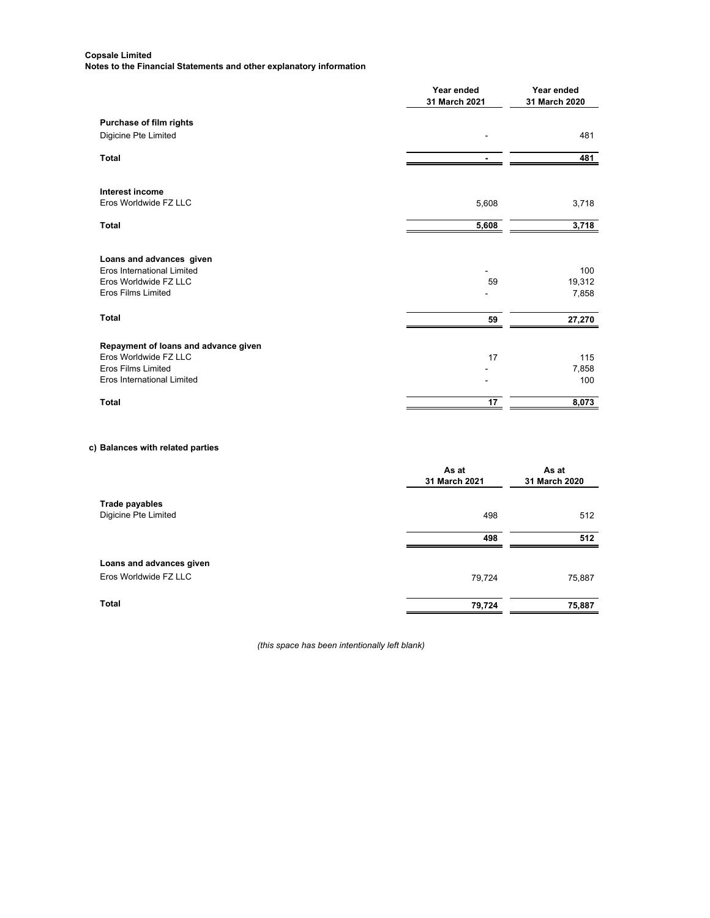**Copsale Limited**
**Notes to the Financial Statements and other explanatory information**

| | Year ended 31 March 2021 | Year ended 31 March 2020 |
|---|---|---|
| **Purchase of film rights** | | |
| Digicine Pte Limited | - | 481 |
| **Total** | **-** | **481** |
| | | |
| **Interest income** | | |
| Eros Worldwide FZ LLC | 5,608 | 3,718 |
| **Total** | **5,608** | **3,718** |
| | | |
| **Loans and advances given** | | |
| Eros International Limited | - | 100 |
| Eros Worldwide FZ LLC | 59 | 19,312 |
| Eros Films Limited | - | 7,858 |
| **Total** | **59** | **27,270** |
| | | |
| **Repayment of loans and advance given** | | |
| Eros Worldwide FZ LLC | 17 | 115 |
| Eros Films Limited | - | 7,858 |
| Eros International Limited | - | 100 |
| **Total** | **17** | **8,073** |

**c) Balances with related parties**

| | As at 31 March 2021 | As at 31 March 2020 |
|---|---|---|
| **Trade payables** | | |
| Digicine Pte Limited | 498 | 512 |
| | **498** | **512** |
| | | |
| **Loans and advances given** | | |
| Eros Worldwide FZ LLC | 79,724 | 75,887 |
| **Total** | **79,724** | **75,887** |

*(this space has been intentionally left blank)*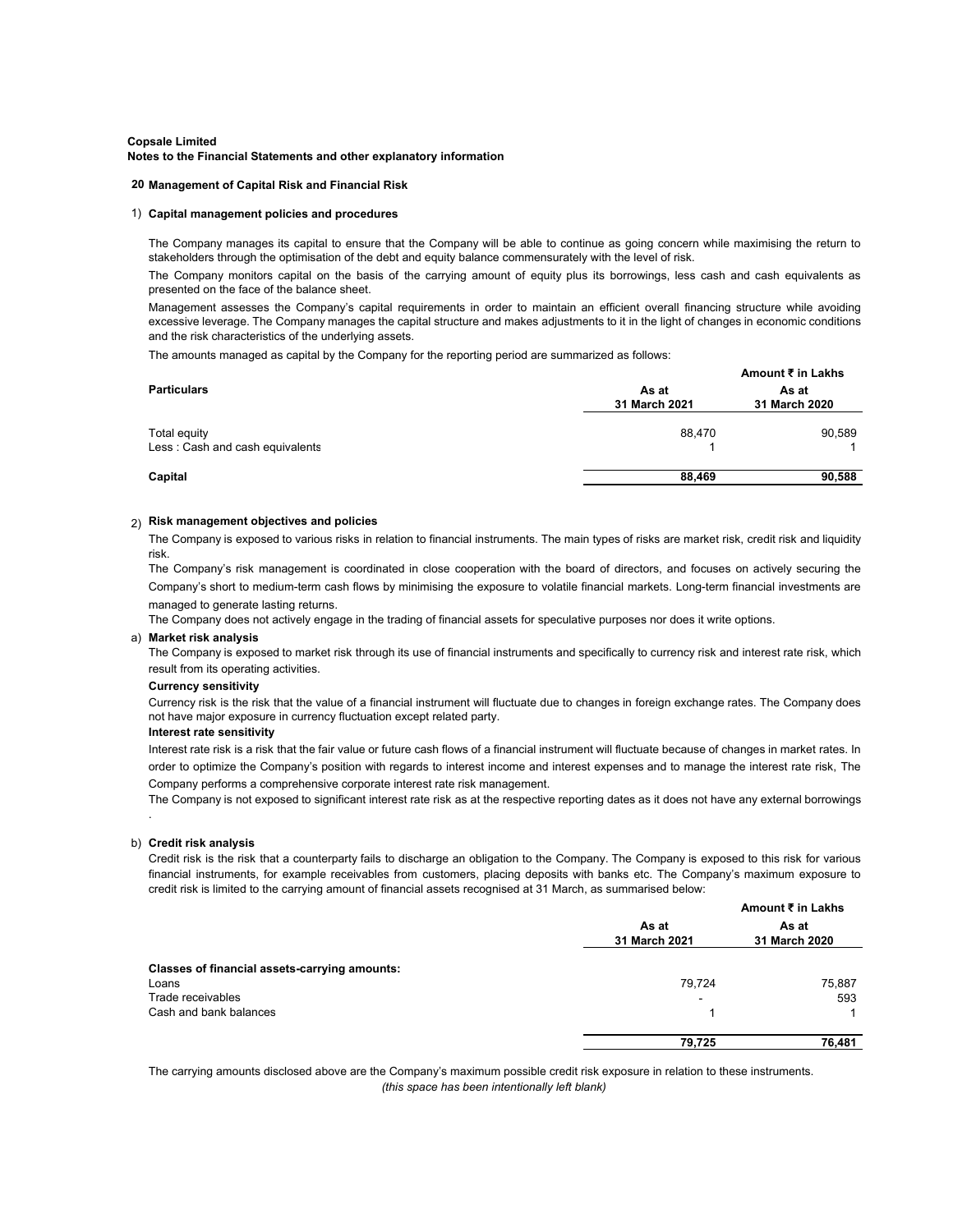**Copsale Limited**
**Notes to the Financial Statements and other explanatory information**

## 20 Management of Capital Risk and Financial Risk

### 1) Capital management policies and procedures

The Company manages its capital to ensure that the Company will be able to continue as going concern while maximising the return to stakeholders through the optimisation of the debt and equity balance commensurately with the level of risk.

The Company monitors capital on the basis of the carrying amount of equity plus its borrowings, less cash and cash equivalents as presented on the face of the balance sheet.

Management assesses the Company's capital requirements in order to maintain an efficient overall financing structure while avoiding excessive leverage. The Company manages the capital structure and makes adjustments to it in the light of changes in economic conditions and the risk characteristics of the underlying assets.

The amounts managed as capital by the Company for the reporting period are summarized as follows:

| | | Amount ₹ in Lakhs |
|---|---|---|
| **Particulars** | **As at 31 March 2021** | **As at 31 March 2020** |
| Total equity | 88,470 | 90,589 |
| Less : Cash and cash equivalents | 1 | 1 |
| **Capital** | **88,469** | **90,588** |

### 2) Risk management objectives and policies

The Company is exposed to various risks in relation to financial instruments. The main types of risks are market risk, credit risk and liquidity risk.

The Company's risk management is coordinated in close cooperation with the board of directors, and focuses on actively securing the Company's short to medium-term cash flows by minimising the exposure to volatile financial markets. Long-term financial investments are managed to generate lasting returns.

The Company does not actively engage in the trading of financial assets for speculative purposes nor does it write options.

#### a) Market risk analysis

The Company is exposed to market risk through its use of financial instruments and specifically to currency risk and interest rate risk, which result from its operating activities.

**Currency sensitivity**

Currency risk is the risk that the value of a financial instrument will fluctuate due to changes in foreign exchange rates. The Company does not have major exposure in currency fluctuation except related party.

**Interest rate sensitivity**

Interest rate risk is a risk that the fair value or future cash flows of a financial instrument will fluctuate because of changes in market rates. In order to optimize the Company's position with regards to interest income and interest expenses and to manage the interest rate risk, The Company performs a comprehensive corporate interest rate risk management.

The Company is not exposed to significant interest rate risk as at the respective reporting dates as it does not have any external borrowings .

#### b) Credit risk analysis

Credit risk is the risk that a counterparty fails to discharge an obligation to the Company. The Company is exposed to this risk for various financial instruments, for example receivables from customers, placing deposits with banks etc. The Company's maximum exposure to credit risk is limited to the carrying amount of financial assets recognised at 31 March, as summarised below:

| | | Amount ₹ in Lakhs |
|---|---|---|
| | **As at 31 March 2021** | **As at 31 March 2020** |
| **Classes of financial assets-carrying amounts:** | | |
| Loans | 79,724 | 75,887 |
| Trade receivables | - | 593 |
| Cash and bank balances | 1 | 1 |
| | **79,725** | **76,481** |

The carrying amounts disclosed above are the Company's maximum possible credit risk exposure in relation to these instruments.

*(this space has been intentionally left blank)*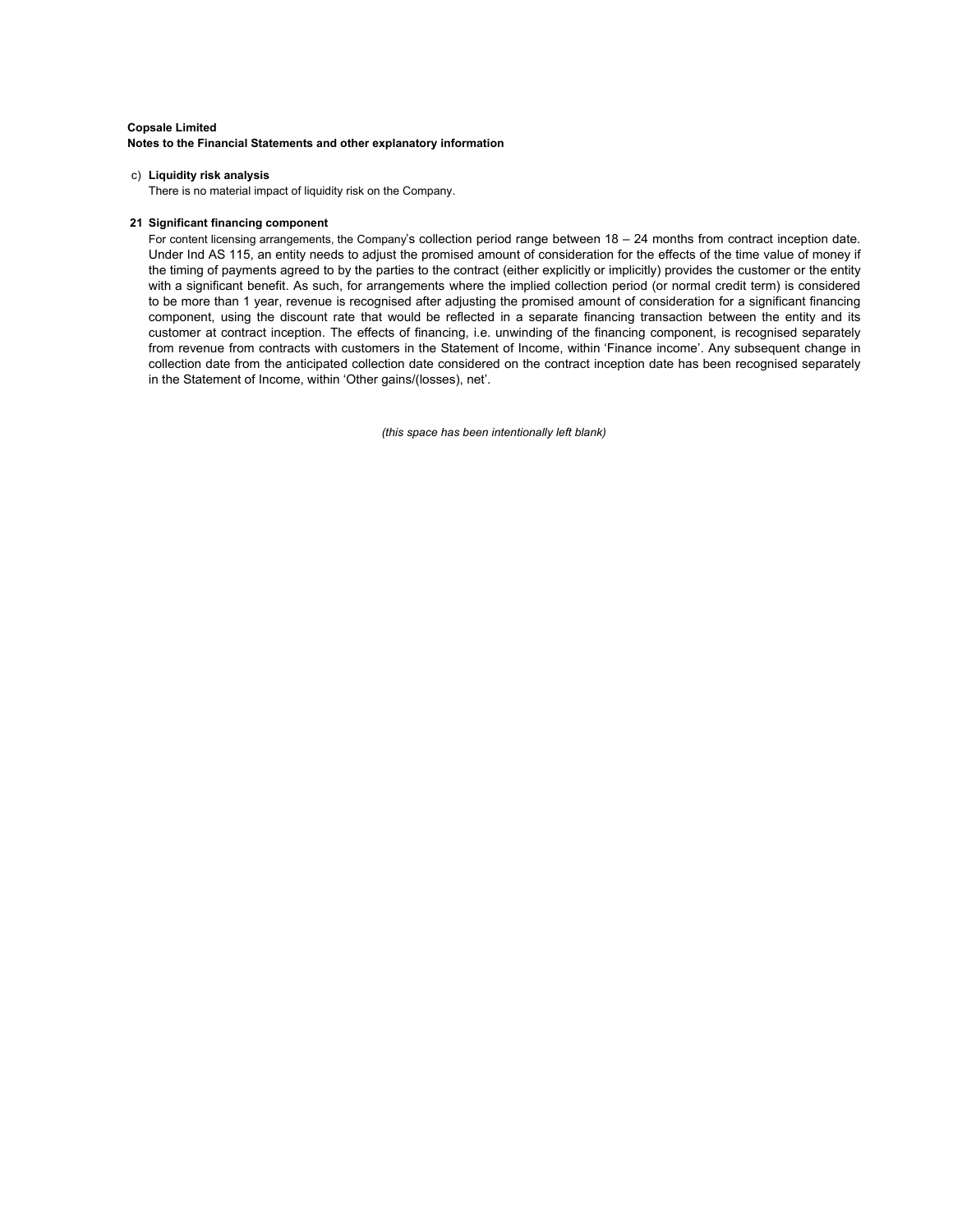**Copsale Limited**
**Notes to the Financial Statements and other explanatory information**

c) **Liquidity risk analysis**

There is no material impact of liquidity risk on the Company.

## 21 Significant financing component

For content licensing arrangements, the Company's collection period range between 18 – 24 months from contract inception date. Under Ind AS 115, an entity needs to adjust the promised amount of consideration for the effects of the time value of money if the timing of payments agreed to by the parties to the contract (either explicitly or implicitly) provides the customer or the entity with a significant benefit. As such, for arrangements where the implied collection period (or normal credit term) is considered to be more than 1 year, revenue is recognised after adjusting the promised amount of consideration for a significant financing component, using the discount rate that would be reflected in a separate financing transaction between the entity and its customer at contract inception. The effects of financing, i.e. unwinding of the financing component, is recognised separately from revenue from contracts with customers in the Statement of Income, within 'Finance income'. Any subsequent change in collection date from the anticipated collection date considered on the contract inception date has been recognised separately in the Statement of Income, within 'Other gains/(losses), net'.

*(this space has been intentionally left blank)*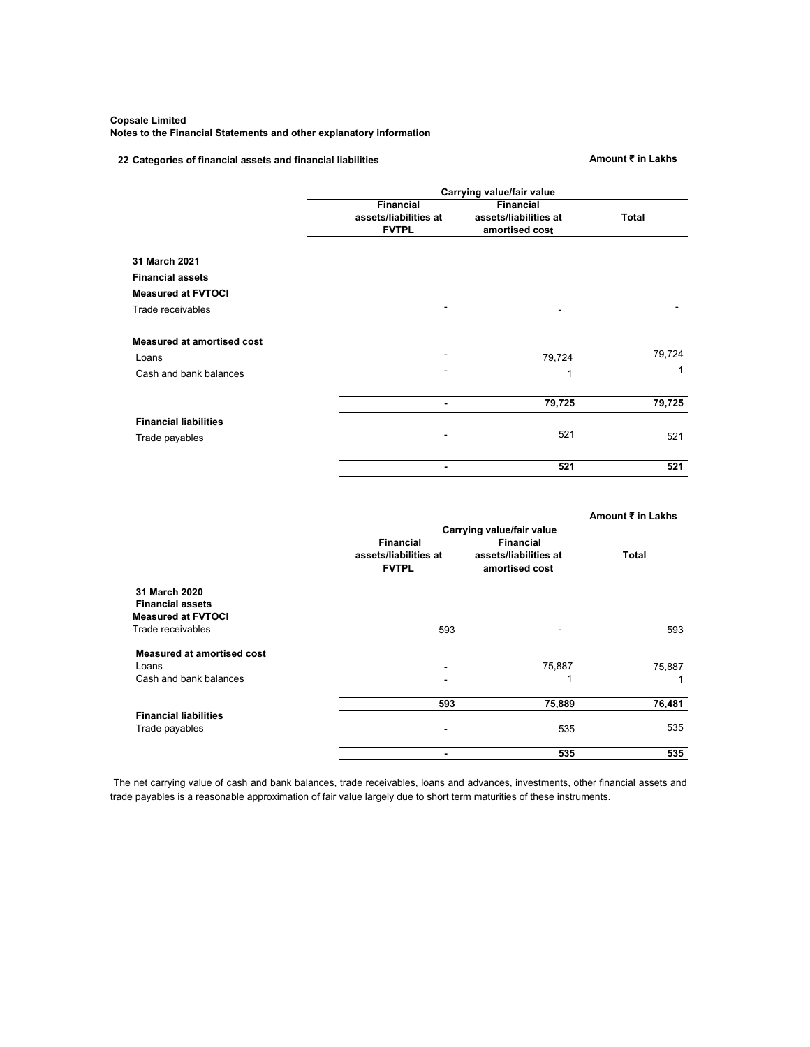**Copsale Limited**
**Notes to the Financial Statements and other explanatory information**

**22 Categories of financial assets and financial liabilities**

**Amount ₹ in Lakhs**

| | Carrying value/fair value | | |
|---|---|---|---|
| | **Financial assets/liabilities at FVTPL** | **Financial assets/liabilities at amortised cost** | **Total** |
| **31 March 2021** | | | |
| **Financial assets** | | | |
| **Measured at FVTOCI** | | | |
| Trade receivables | - | - | - |
| **Measured at amortised cost** | | | |
| Loans | - | 79,724 | 79,724 |
| Cash and bank balances | - | 1 | 1 |
| | **-** | **79,725** | **79,725** |
| **Financial liabilities** | | | |
| Trade payables | - | 521 | 521 |
| | **-** | **521** | **521** |

**Amount ₹ in Lakhs**

| | Carrying value/fair value | | |
|---|---|---|---|
| | **Financial assets/liabilities at FVTPL** | **Financial assets/liabilities at amortised cost** | **Total** |
| **31 March 2020** | | | |
| **Financial assets** | | | |
| **Measured at FVTOCI** | | | |
| Trade receivables | 593 | - | 593 |
| **Measured at amortised cost** | | | |
| Loans | - | 75,887 | 75,887 |
| Cash and bank balances | - | 1 | 1 |
| | **593** | **75,889** | **76,481** |
| **Financial liabilities** | | | |
| Trade payables | - | 535 | 535 |
| | **-** | **535** | **535** |

The net carrying value of cash and bank balances, trade receivables, loans and advances, investments, other financial assets and trade payables is a reasonable approximation of fair value largely due to short term maturities of these instruments.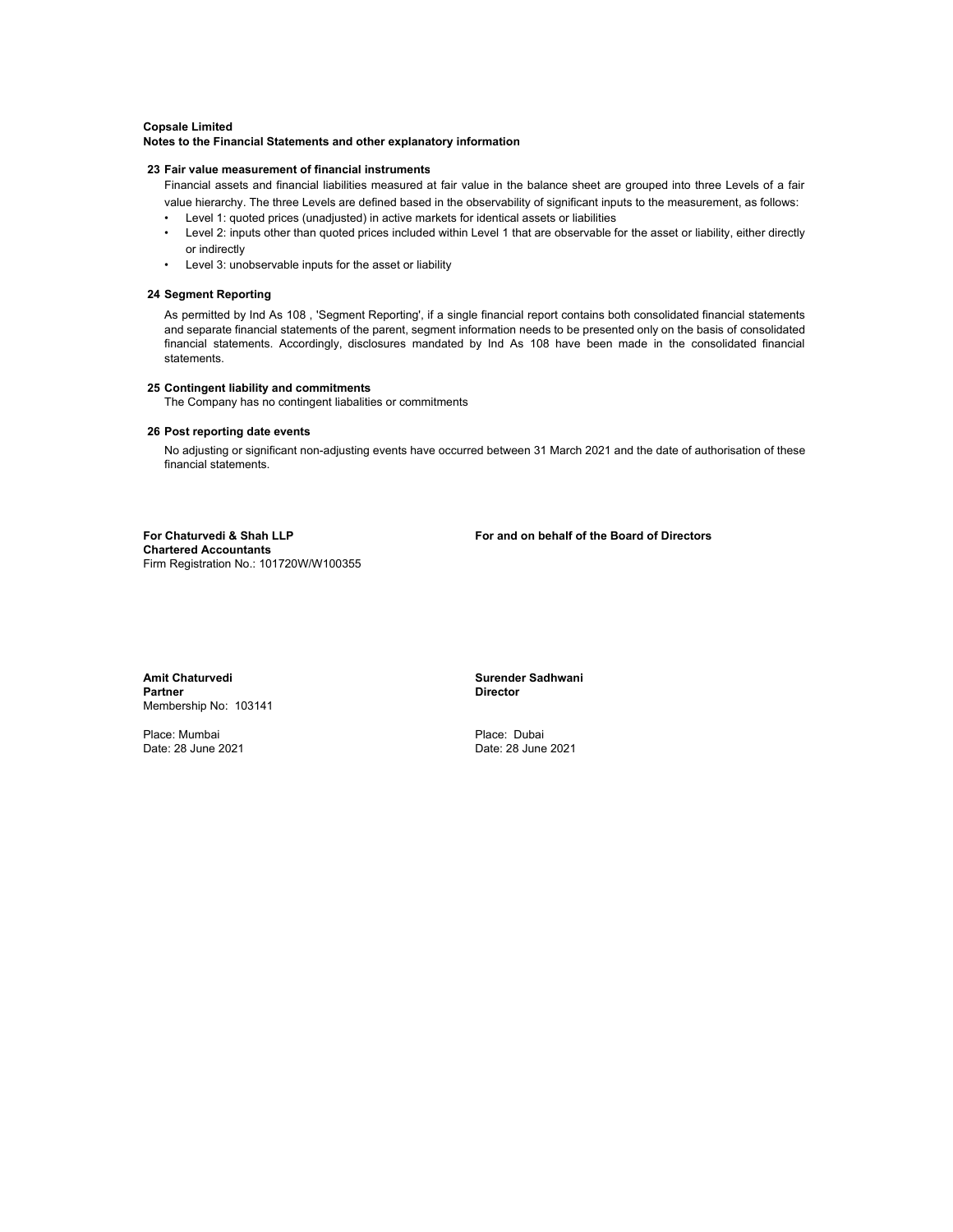**Copsale Limited**
**Notes to the Financial Statements and other explanatory information**

## 23 Fair value measurement of financial instruments

Financial assets and financial liabilities measured at fair value in the balance sheet are grouped into three Levels of a fair value hierarchy. The three Levels are defined based in the observability of significant inputs to the measurement, as follows:

- Level 1: quoted prices (unadjusted) in active markets for identical assets or liabilities
- Level 2: inputs other than quoted prices included within Level 1 that are observable for the asset or liability, either directly or indirectly
- Level 3: unobservable inputs for the asset or liability

## 24 Segment Reporting

As permitted by Ind As 108 , 'Segment Reporting', if a single financial report contains both consolidated financial statements and separate financial statements of the parent, segment information needs to be presented only on the basis of consolidated financial statements. Accordingly, disclosures mandated by Ind As 108 have been made in the consolidated financial statements.

## 25 Contingent liability and commitments

The Company has no contingent liabalities or commitments

## 26 Post reporting date events

No adjusting or significant non-adjusting events have occurred between 31 March 2021 and the date of authorisation of these financial statements.

**For Chaturvedi & Shah LLP**
**Chartered Accountants**
Firm Registration No.: 101720W/W100355

**Amit Chaturvedi**
**Partner**
Membership No: 103141

Place: Mumbai
Date: 28 June 2021

**For and on behalf of the Board of Directors**

**Surender Sadhwani**
**Director**

Place: Dubai
Date: 28 June 2021